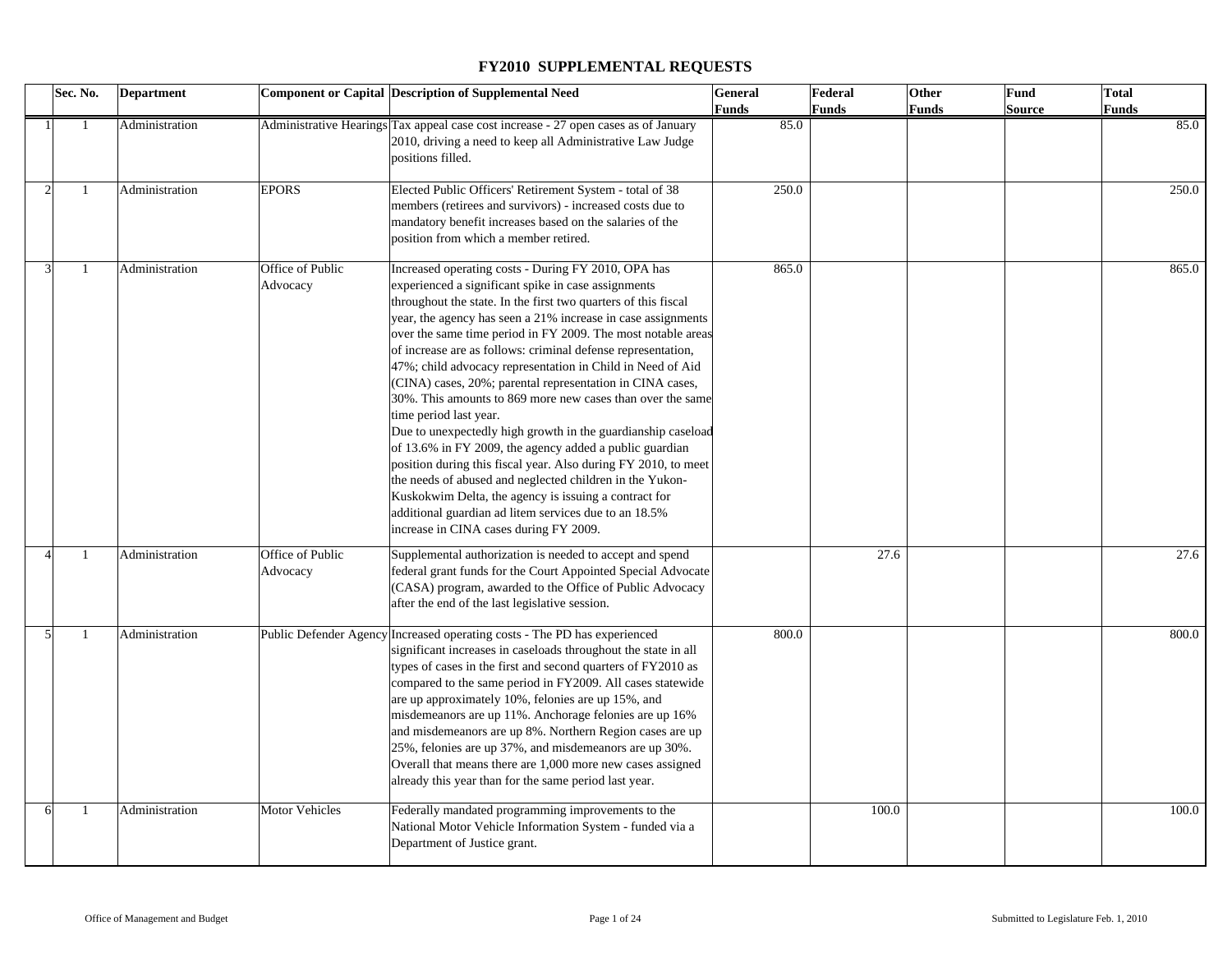# FY2010 SUPPLEMENTAL REQUESTS

| | Sec. No. | Department | Component or Capital | Description of Supplemental Need | General Funds | Federal Funds | Other Funds | Fund Source | Total Funds |
|---|---|---|---|---|---|---|---|---|---|
| 1 | 1 | Administration | Administrative Hearings | Tax appeal case cost increase - 27 open cases as of January 2010, driving a need to keep all Administrative Law Judge positions filled. | 85.0 | | | | 85.0 |
| 2 | 1 | Administration | EPORS | Elected Public Officers' Retirement System - total of 38 members (retirees and survivors) - increased costs due to mandatory benefit increases based on the salaries of the position from which a member retired. | 250.0 | | | | 250.0 |
| 3 | 1 | Administration | Office of Public Advocacy | Increased operating costs - During FY 2010, OPA has experienced a significant spike in case assignments throughout the state. In the first two quarters of this fiscal year, the agency has seen a 21% increase in case assignments over the same time period in FY 2009. The most notable areas of increase are as follows: criminal defense representation, 47%; child advocacy representation in Child in Need of Aid (CINA) cases, 20%; parental representation in CINA cases, 30%. This amounts to 869 more new cases than over the same time period last year. Due to unexpectedly high growth in the guardianship caseload of 13.6% in FY 2009, the agency added a public guardian position during this fiscal year. Also during FY 2010, to meet the needs of abused and neglected children in the Yukon-Kuskokwim Delta, the agency is issuing a contract for additional guardian ad litem services due to an 18.5% increase in CINA cases during FY 2009. | 865.0 | | | | 865.0 |
| 4 | 1 | Administration | Office of Public Advocacy | Supplemental authorization is needed to accept and spend federal grant funds for the Court Appointed Special Advocate (CASA) program, awarded to the Office of Public Advocacy after the end of the last legislative session. | | 27.6 | | | 27.6 |
| 5 | 1 | Administration | Public Defender Agency | Increased operating costs - The PD has experienced significant increases in caseloads throughout the state in all types of cases in the first and second quarters of FY2010 as compared to the same period in FY2009. All cases statewide are up approximately 10%, felonies are up 15%, and misdemeanors are up 11%. Anchorage felonies are up 16% and misdemeanors are up 8%. Northern Region cases are up 25%, felonies are up 37%, and misdemeanors are up 30%. Overall that means there are 1,000 more new cases assigned already this year than for the same period last year. | 800.0 | | | | 800.0 |
| 6 | 1 | Administration | Motor Vehicles | Federally mandated programming improvements to the National Motor Vehicle Information System - funded via a Department of Justice grant. | | 100.0 | | | 100.0 |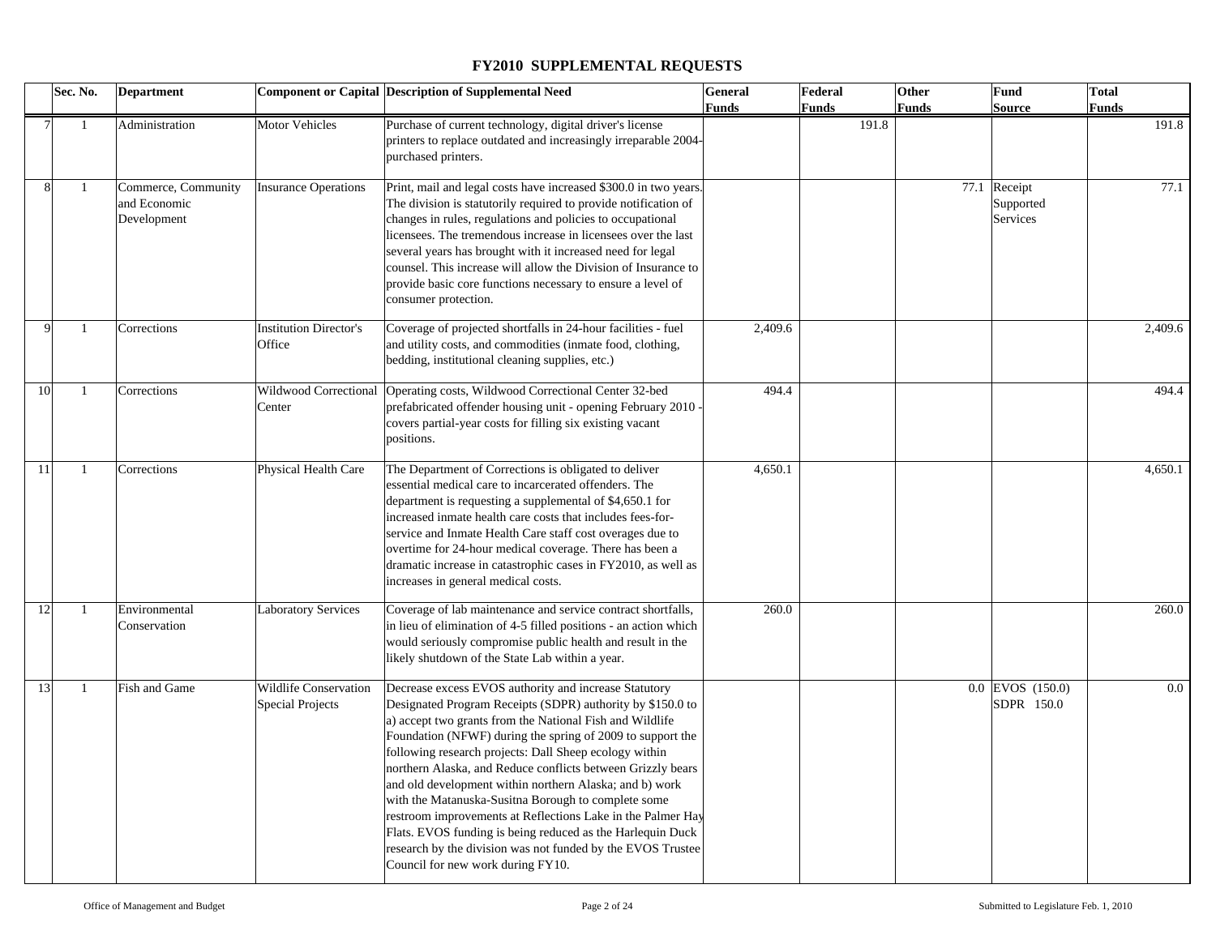# FY2010 SUPPLEMENTAL REQUESTS

| | Sec. No. | Department | Component or Capital | Description of Supplemental Need | General Funds | Federal Funds | Other Funds | Fund Source | Total Funds |
|---|---|---|---|---|---|---|---|---|---|
| 7 | 1 | Administration | Motor Vehicles | Purchase of current technology, digital driver's license printers to replace outdated and increasingly irreparable 2004-purchased printers. | | 191.8 | | | 191.8 |
| 8 | 1 | Commerce, Community and Economic Development | Insurance Operations | Print, mail and legal costs have increased $300.0 in two years. The division is statutorily required to provide notification of changes in rules, regulations and policies to occupational licensees. The tremendous increase in licensees over the last several years has brought with it increased need for legal counsel. This increase will allow the Division of Insurance to provide basic core functions necessary to ensure a level of consumer protection. | | | 77.1 | Receipt Supported Services | 77.1 |
| 9 | 1 | Corrections | Institution Director's Office | Coverage of projected shortfalls in 24-hour facilities - fuel and utility costs, and commodities (inmate food, clothing, bedding, institutional cleaning supplies, etc.) | 2,409.6 | | | | 2,409.6 |
| 10 | 1 | Corrections | Wildwood Correctional Center | Operating costs, Wildwood Correctional Center 32-bed prefabricated offender housing unit - opening February 2010 - covers partial-year costs for filling six existing vacant positions. | 494.4 | | | | 494.4 |
| 11 | 1 | Corrections | Physical Health Care | The Department of Corrections is obligated to deliver essential medical care to incarcerated offenders. The department is requesting a supplemental of $4,650.1 for increased inmate health care costs that includes fees-for-service and Inmate Health Care staff cost overages due to overtime for 24-hour medical coverage. There has been a dramatic increase in catastrophic cases in FY2010, as well as increases in general medical costs. | 4,650.1 | | | | 4,650.1 |
| 12 | 1 | Environmental Conservation | Laboratory Services | Coverage of lab maintenance and service contract shortfalls, in lieu of elimination of 4-5 filled positions - an action which would seriously compromise public health and result in the likely shutdown of the State Lab within a year. | 260.0 | | | | 260.0 |
| 13 | 1 | Fish and Game | Wildlife Conservation Special Projects | Decrease excess EVOS authority and increase Statutory Designated Program Receipts (SDPR) authority by $150.0 to a) accept two grants from the National Fish and Wildlife Foundation (NFWF) during the spring of 2009 to support the following research projects: Dall Sheep ecology within northern Alaska, and Reduce conflicts between Grizzly bears and old development within northern Alaska; and b) work with the Matanuska-Susitna Borough to complete some restroom improvements at Reflections Lake in the Palmer Hay Flats. EVOS funding is being reduced as the Harlequin Duck research by the division was not funded by the EVOS Trustee Council for new work during FY10. | | | 0.0 | EVOS (150.0) SDPR 150.0 | 0.0 |

Office of Management and Budget — Submitted to Legislature Feb. 1, 2010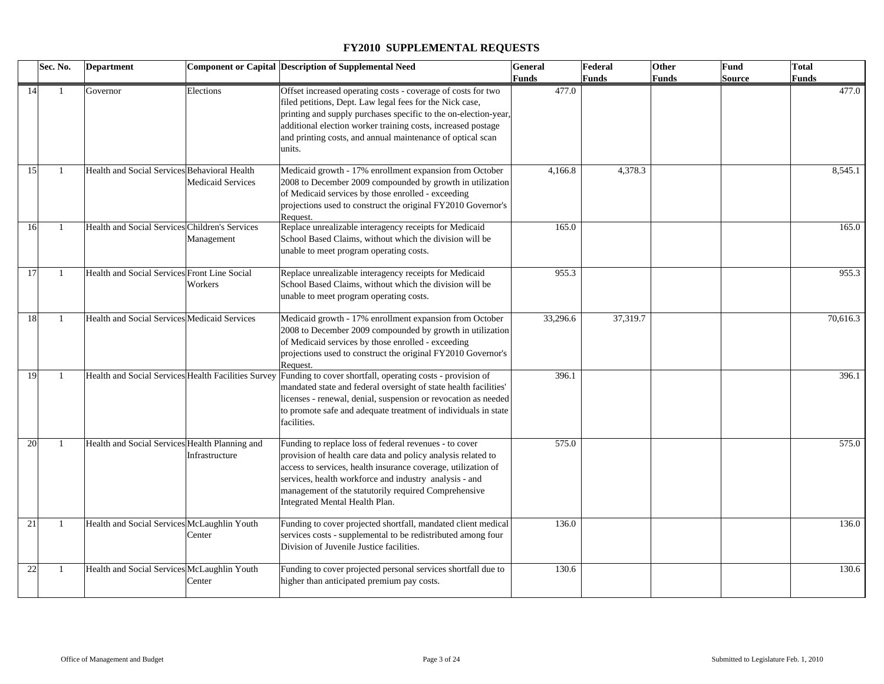# FY2010 SUPPLEMENTAL REQUESTS

| | Sec. No. | Department | Component or Capital | Description of Supplemental Need | General Funds | Federal Funds | Other Funds | Fund Source | Total Funds |
|---|---|---|---|---|---|---|---|---|---|
| 14 | 1 | Governor | Elections | Offset increased operating costs - coverage of costs for two filed petitions, Dept. Law legal fees for the Nick case, printing and supply purchases specific to the on-election-year, additional election worker training costs, increased postage and printing costs, and annual maintenance of optical scan units. | 477.0 | | | | 477.0 |
| 15 | 1 | Health and Social Services | Behavioral Health Medicaid Services | Medicaid growth - 17% enrollment expansion from October 2008 to December 2009 compounded by growth in utilization of Medicaid services by those enrolled - exceeding projections used to construct the original FY2010 Governor's Request. | 4,166.8 | 4,378.3 | | | 8,545.1 |
| 16 | 1 | Health and Social Services | Children's Services Management | Replace unrealizable interagency receipts for Medicaid School Based Claims, without which the division will be unable to meet program operating costs. | 165.0 | | | | 165.0 |
| 17 | 1 | Health and Social Services | Front Line Social Workers | Replace unrealizable interagency receipts for Medicaid School Based Claims, without which the division will be unable to meet program operating costs. | 955.3 | | | | 955.3 |
| 18 | 1 | Health and Social Services | Medicaid Services | Medicaid growth - 17% enrollment expansion from October 2008 to December 2009 compounded by growth in utilization of Medicaid services by those enrolled - exceeding projections used to construct the original FY2010 Governor's Request. | 33,296.6 | 37,319.7 | | | 70,616.3 |
| 19 | 1 | Health and Social Services | Health Facilities Survey | Funding to cover shortfall, operating costs - provision of mandated state and federal oversight of state health facilities' licenses - renewal, denial, suspension or revocation as needed to promote safe and adequate treatment of individuals in state facilities. | 396.1 | | | | 396.1 |
| 20 | 1 | Health and Social Services | Health Planning and Infrastructure | Funding to replace loss of federal revenues - to cover provision of health care data and policy analysis related to access to services, health insurance coverage, utilization of services, health workforce and industry analysis - and management of the statutorily required Comprehensive Integrated Mental Health Plan. | 575.0 | | | | 575.0 |
| 21 | 1 | Health and Social Services | McLaughlin Youth Center | Funding to cover projected shortfall, mandated client medical services costs - supplemental to be redistributed among four Division of Juvenile Justice facilities. | 136.0 | | | | 136.0 |
| 22 | 1 | Health and Social Services | McLaughlin Youth Center | Funding to cover projected personal services shortfall due to higher than anticipated premium pay costs. | 130.6 | | | | 130.6 |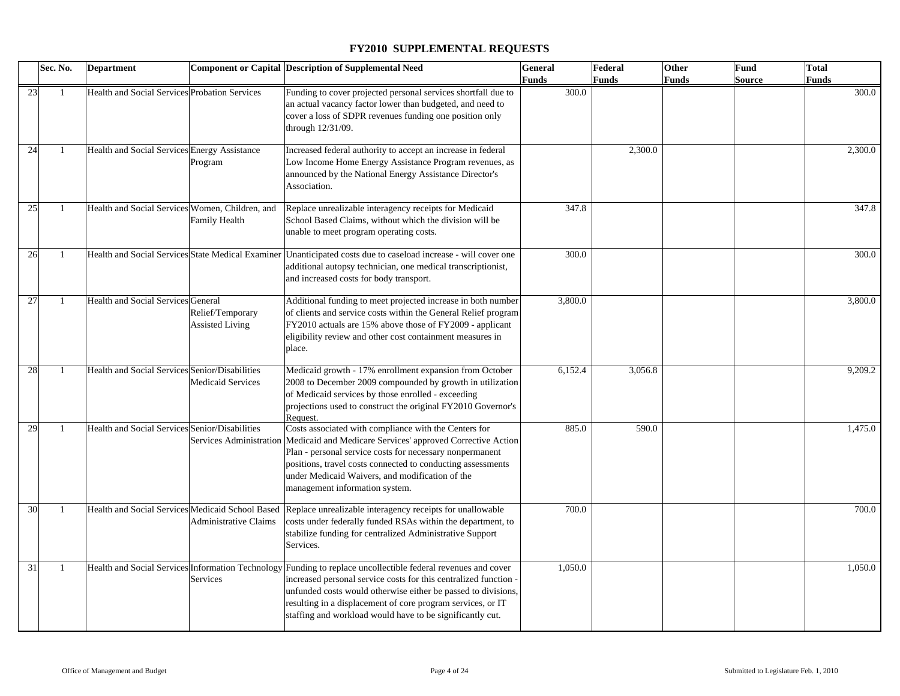# FY2010 SUPPLEMENTAL REQUESTS

| | Sec. No. | Department | Component or Capital | Description of Supplemental Need | General Funds | Federal Funds | Other Funds | Fund Source | Total Funds |
|---|---|---|---|---|---|---|---|---|---|
| 23 | 1 | Health and Social Services | Probation Services | Funding to cover projected personal services shortfall due to an actual vacancy factor lower than budgeted, and need to cover a loss of SDPR revenues funding one position only through 12/31/09. | 300.0 | | | | 300.0 |
| 24 | 1 | Health and Social Services | Energy Assistance Program | Increased federal authority to accept an increase in federal Low Income Home Energy Assistance Program revenues, as announced by the National Energy Assistance Director's Association. | | 2,300.0 | | | 2,300.0 |
| 25 | 1 | Health and Social Services | Women, Children, and Family Health | Replace unrealizable interagency receipts for Medicaid School Based Claims, without which the division will be unable to meet program operating costs. | 347.8 | | | | 347.8 |
| 26 | 1 | Health and Social Services | State Medical Examiner | Unanticipated costs due to caseload increase - will cover one additional autopsy technician, one medical transcriptionist, and increased costs for body transport. | 300.0 | | | | 300.0 |
| 27 | 1 | Health and Social Services | General Relief/Temporary Assisted Living | Additional funding to meet projected increase in both number of clients and service costs within the General Relief program FY2010 actuals are 15% above those of FY2009 - applicant eligibility review and other cost containment measures in place. | 3,800.0 | | | | 3,800.0 |
| 28 | 1 | Health and Social Services | Senior/Disabilities Medicaid Services | Medicaid growth - 17% enrollment expansion from October 2008 to December 2009 compounded by growth in utilization of Medicaid services by those enrolled - exceeding projections used to construct the original FY2010 Governor's Request. | 6,152.4 | 3,056.8 | | | 9,209.2 |
| 29 | 1 | Health and Social Services | Senior/Disabilities Services Administration | Costs associated with compliance with the Centers for Medicaid and Medicare Services' approved Corrective Action Plan - personal service costs for necessary nonpermanent positions, travel costs connected to conducting assessments under Medicaid Waivers, and modification of the management information system. | 885.0 | 590.0 | | | 1,475.0 |
| 30 | 1 | Health and Social Services | Medicaid School Based Administrative Claims | Replace unrealizable interagency receipts for unallowable costs under federally funded RSAs within the department, to stabilize funding for centralized Administrative Support Services. | 700.0 | | | | 700.0 |
| 31 | 1 | Health and Social Services | Information Technology Services | Funding to replace uncollectible federal revenues and cover increased personal service costs for this centralized function - unfunded costs would otherwise either be passed to divisions, resulting in a displacement of core program services, or IT staffing and workload would have to be significantly cut. | 1,050.0 | | | | 1,050.0 |

Office of Management and Budget — Submitted to Legislature Feb. 1, 2010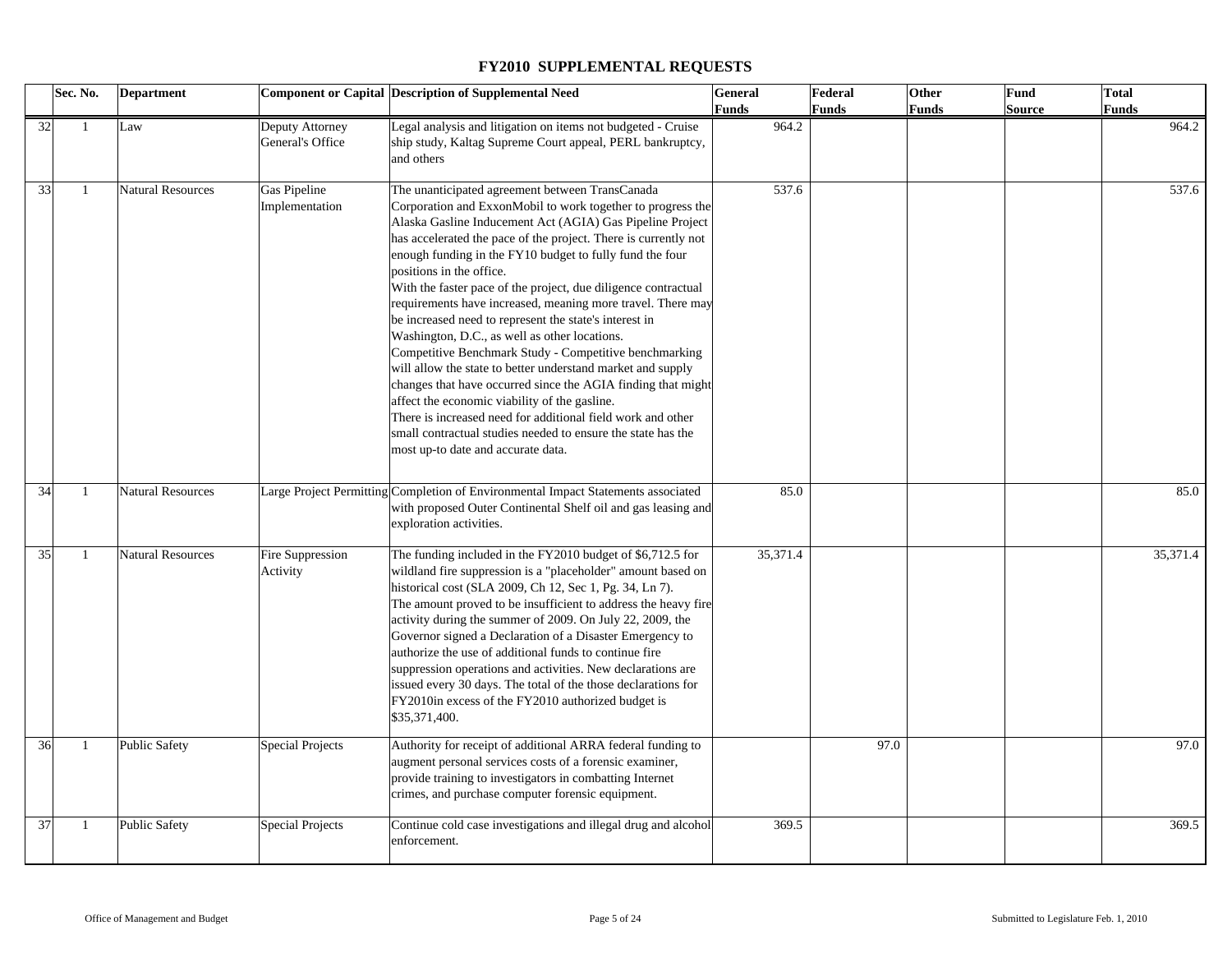# FY2010 SUPPLEMENTAL REQUESTS

| | Sec. No. | Department | Component or Capital | Description of Supplemental Need | General Funds | Federal Funds | Other Funds | Fund Source | Total Funds |
|---|---|---|---|---|---|---|---|---|---|
| 32 | 1 | Law | Deputy Attorney General's Office | Legal analysis and litigation on items not budgeted - Cruise ship study, Kaltag Supreme Court appeal, PERL bankruptcy, and others | 964.2 | | | | 964.2 |
| 33 | 1 | Natural Resources | Gas Pipeline Implementation | The unanticipated agreement between TransCanada Corporation and ExxonMobil to work together to progress the Alaska Gasline Inducement Act (AGIA) Gas Pipeline Project has accelerated the pace of the project. There is currently not enough funding in the FY10 budget to fully fund the four positions in the office. With the faster pace of the project, due diligence contractual requirements have increased, meaning more travel. There may be increased need to represent the state's interest in Washington, D.C., as well as other locations. Competitive Benchmark Study - Competitive benchmarking will allow the state to better understand market and supply changes that have occurred since the AGIA finding that might affect the economic viability of the gasline. There is increased need for additional field work and other small contractual studies needed to ensure the state has the most up-to date and accurate data. | 537.6 | | | | 537.6 |
| 34 | 1 | Natural Resources | Large Project Permitting | Completion of Environmental Impact Statements associated with proposed Outer Continental Shelf oil and gas leasing and exploration activities. | 85.0 | | | | 85.0 |
| 35 | 1 | Natural Resources | Fire Suppression Activity | The funding included in the FY2010 budget of $6,712.5 for wildland fire suppression is a "placeholder" amount based on historical cost (SLA 2009, Ch 12, Sec 1, Pg. 34, Ln 7). The amount proved to be insufficient to address the heavy fire activity during the summer of 2009. On July 22, 2009, the Governor signed a Declaration of a Disaster Emergency to authorize the use of additional funds to continue fire suppression operations and activities. New declarations are issued every 30 days. The total of the those declarations for FY2010in excess of the FY2010 authorized budget is $35,371,400. | 35,371.4 | | | | 35,371.4 |
| 36 | 1 | Public Safety | Special Projects | Authority for receipt of additional ARRA federal funding to augment personal services costs of a forensic examiner, provide training to investigators in combatting Internet crimes, and purchase computer forensic equipment. | | 97.0 | | | 97.0 |
| 37 | 1 | Public Safety | Special Projects | Continue cold case investigations and illegal drug and alcohol enforcement. | 369.5 | | | | 369.5 |

Office of Management and Budget | Submitted to Legislature Feb. 1, 2010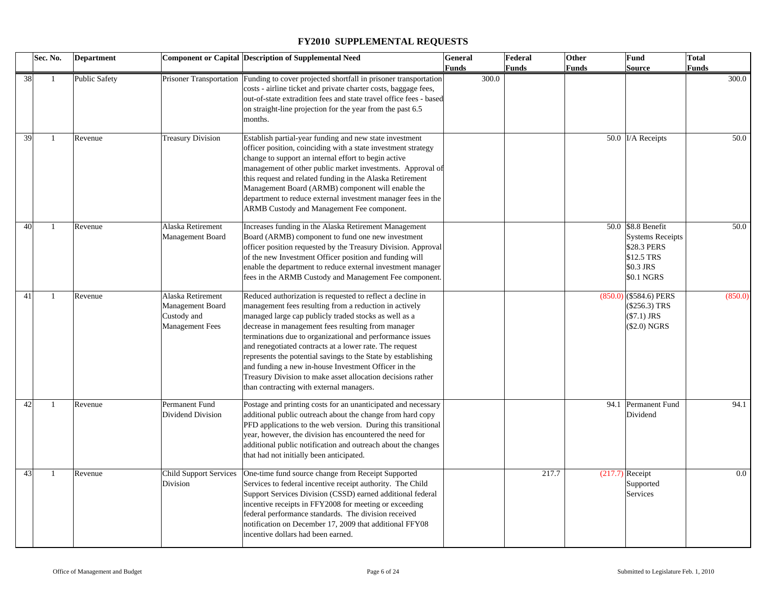# FY2010 SUPPLEMENTAL REQUESTS

| | Sec. No. | Department | Component or Capital | Description of Supplemental Need | General Funds | Federal Funds | Other Funds | Fund Source | Total Funds |
|---|---|---|---|---|---|---|---|---|---|
| 38 | 1 | Public Safety | Prisoner Transportation | Funding to cover projected shortfall in prisoner transportation costs - airline ticket and private charter costs, baggage fees, out-of-state extradition fees and state travel office fees - based on straight-line projection for the year from the past 6.5 months. | 300.0 | | | | 300.0 |
| 39 | 1 | Revenue | Treasury Division | Establish partial-year funding and new state investment officer position, coinciding with a state investment strategy change to support an internal effort to begin active management of other public market investments. Approval of this request and related funding in the Alaska Retirement Management Board (ARMB) component will enable the department to reduce external investment manager fees in the ARMB Custody and Management Fee component. | | | 50.0 | I/A Receipts | 50.0 |
| 40 | 1 | Revenue | Alaska Retirement Management Board | Increases funding in the Alaska Retirement Management Board (ARMB) component to fund one new investment officer position requested by the Treasury Division. Approval of the new Investment Officer position and funding will enable the department to reduce external investment manager fees in the ARMB Custody and Management Fee component. | | | 50.0 | $8.8 Benefit Systems Receipts<br>$28.3 PERS<br>$12.5 TRS<br>$0.3 JRS<br>$0.1 NGRS | 50.0 |
| 41 | 1 | Revenue | Alaska Retirement Management Board Custody and Management Fees | Reduced authorization is requested to reflect a decline in management fees resulting from a reduction in actively managed large cap publicly traded stocks as well as a decrease in management fees resulting from manager terminations due to organizational and performance issues and renegotiated contracts at a lower rate. The request represents the potential savings to the State by establishing and funding a new in-house Investment Officer in the Treasury Division to make asset allocation decisions rather than contracting with external managers. | | | (850.0) | ($584.6) PERS<br>($256.3) TRS<br>($7.1) JRS<br>($2.0) NGRS | (850.0) |
| 42 | 1 | Revenue | Permanent Fund Dividend Division | Postage and printing costs for an unanticipated and necessary additional public outreach about the change from hard copy PFD applications to the web version. During this transitional year, however, the division has encountered the need for additional public notification and outreach about the changes that had not initially been anticipated. | | | 94.1 | Permanent Fund Dividend | 94.1 |
| 43 | 1 | Revenue | Child Support Services Division | One-time fund source change from Receipt Supported Services to federal incentive receipt authority. The Child Support Services Division (CSSD) earned additional federal incentive receipts in FFY2008 for meeting or exceeding federal performance standards. The division received notification on December 17, 2009 that additional FFY08 incentive dollars had been earned. | | 217.7 | (217.7) | Receipt Supported Services | 0.0 |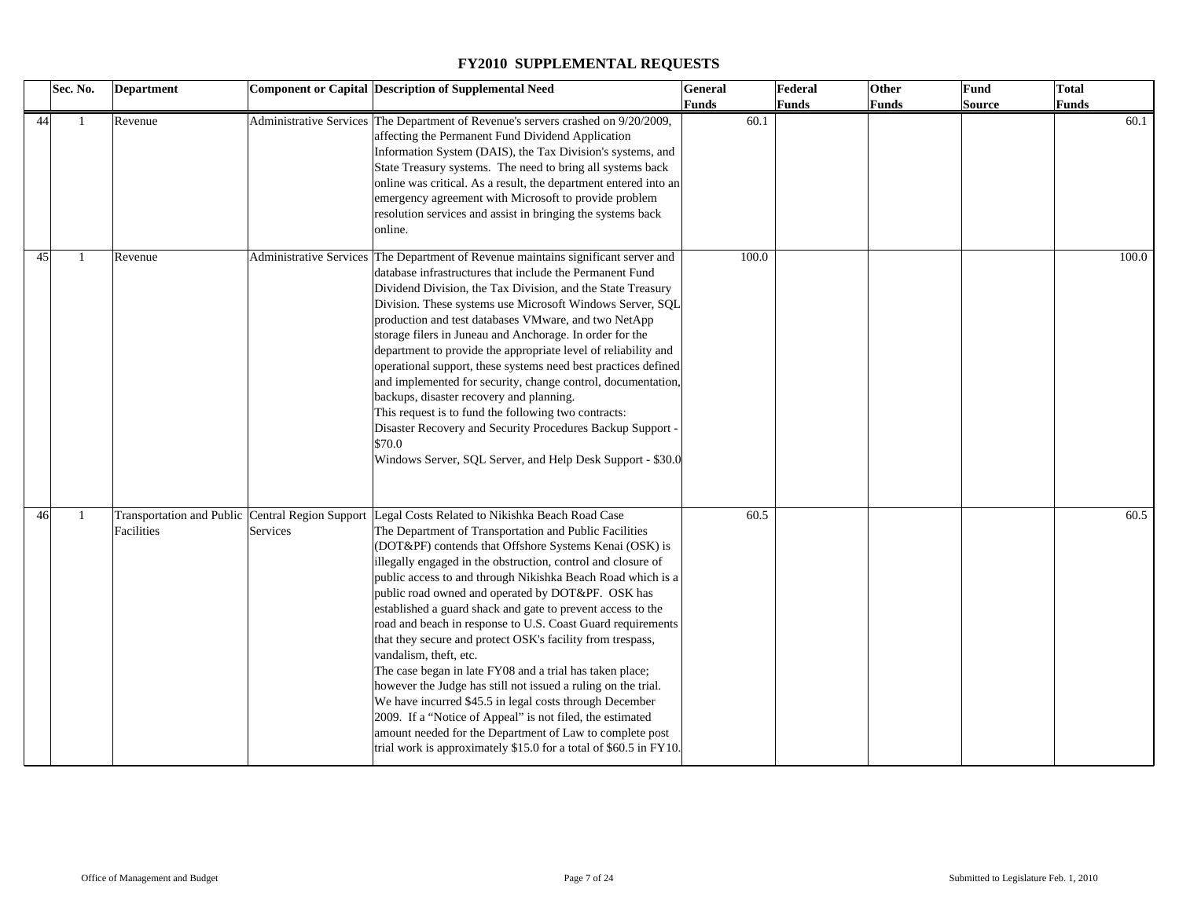# FY2010 SUPPLEMENTAL REQUESTS

| | Sec. No. | Department | Component or Capital | Description of Supplemental Need | General Funds | Federal Funds | Other Funds | Fund Source | Total Funds |
|---|---|---|---|---|---|---|---|---|---|
| 44 | 1 | Revenue | Administrative Services | The Department of Revenue's servers crashed on 9/20/2009, affecting the Permanent Fund Dividend Application Information System (DAIS), the Tax Division's systems, and State Treasury systems. The need to bring all systems back online was critical. As a result, the department entered into an emergency agreement with Microsoft to provide problem resolution services and assist in bringing the systems back online. | 60.1 | | | | 60.1 |
| 45 | 1 | Revenue | Administrative Services | The Department of Revenue maintains significant server and database infrastructures that include the Permanent Fund Dividend Division, the Tax Division, and the State Treasury Division. These systems use Microsoft Windows Server, SQL production and test databases VMware, and two NetApp storage filers in Juneau and Anchorage. In order for the department to provide the appropriate level of reliability and operational support, these systems need best practices defined and implemented for security, change control, documentation, backups, disaster recovery and planning.<br>This request is to fund the following two contracts:<br>Disaster Recovery and Security Procedures Backup Support - $70.0<br>Windows Server, SQL Server, and Help Desk Support - $30.0 | 100.0 | | | | 100.0 |
| 46 | 1 | Transportation and Public Facilities | Central Region Support Services | Legal Costs Related to Nikishka Beach Road Case<br>The Department of Transportation and Public Facilities (DOT&PF) contends that Offshore Systems Kenai (OSK) is illegally engaged in the obstruction, control and closure of public access to and through Nikishka Beach Road which is a public road owned and operated by DOT&PF. OSK has established a guard shack and gate to prevent access to the road and beach in response to U.S. Coast Guard requirements that they secure and protect OSK's facility from trespass, vandalism, theft, etc.<br>The case began in late FY08 and a trial has taken place; however the Judge has still not issued a ruling on the trial. We have incurred $45.5 in legal costs through December 2009. If a "Notice of Appeal" is not filed, the estimated amount needed for the Department of Law to complete post trial work is approximately $15.0 for a total of $60.5 in FY10. | 60.5 | | | | 60.5 |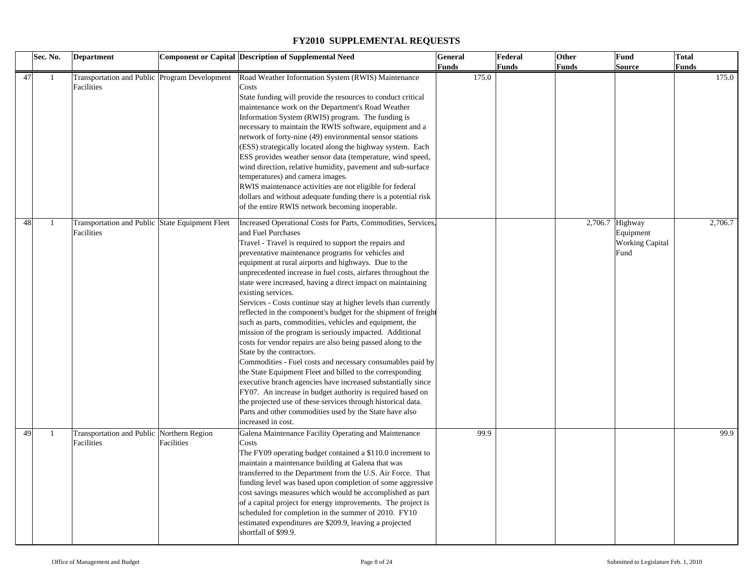# FY2010 SUPPLEMENTAL REQUESTS

| | Sec. No. | Department | Component or Capital | Description of Supplemental Need | General Funds | Federal Funds | Other Funds | Fund Source | Total Funds |
|---|---|---|---|---|---|---|---|---|---|
| 47 | 1 | Transportation and Public Facilities | Program Development | Road Weather Information System (RWIS) Maintenance Costs<br>State funding will provide the resources to conduct critical maintenance work on the Department's Road Weather Information System (RWIS) program. The funding is necessary to maintain the RWIS software, equipment and a network of forty-nine (49) environmental sensor stations (ESS) strategically located along the highway system. Each ESS provides weather sensor data (temperature, wind speed, wind direction, relative humidity, pavement and sub-surface temperatures) and camera images.<br>RWIS maintenance activities are not eligible for federal dollars and without adequate funding there is a potential risk of the entire RWIS network becoming inoperable. | 175.0 | | | | 175.0 |
| 48 | 1 | Transportation and Public Facilities | State Equipment Fleet | Increased Operational Costs for Parts, Commodities, Services, and Fuel Purchases<br>Travel - Travel is required to support the repairs and preventative maintenance programs for vehicles and equipment at rural airports and highways. Due to the unprecedented increase in fuel costs, airfares throughout the state were increased, having a direct impact on maintaining existing services.<br>Services - Costs continue stay at higher levels than currently reflected in the component's budget for the shipment of freight such as parts, commodities, vehicles and equipment, the mission of the program is seriously impacted. Additional costs for vendor repairs are also being passed along to the State by the contractors.<br>Commodities - Fuel costs and necessary consumables paid by the State Equipment Fleet and billed to the corresponding executive branch agencies have increased substantially since FY07. An increase in budget authority is required based on the projected use of these services through historical data. Parts and other commodities used by the State have also increased in cost. | | | 2,706.7 | Highway Equipment Working Capital Fund | 2,706.7 |
| 49 | 1 | Transportation and Public Facilities | Northern Region Facilities | Galena Maintenance Facility Operating and Maintenance Costs<br>The FY09 operating budget contained a $110.0 increment to maintain a maintenance building at Galena that was transferred to the Department from the U.S. Air Force. That funding level was based upon completion of some aggressive cost savings measures which would be accomplished as part of a capital project for energy improvements. The project is scheduled for completion in the summer of 2010. FY10 estimated expenditures are $209.9, leaving a projected shortfall of $99.9. | 99.9 | | | | 99.9 |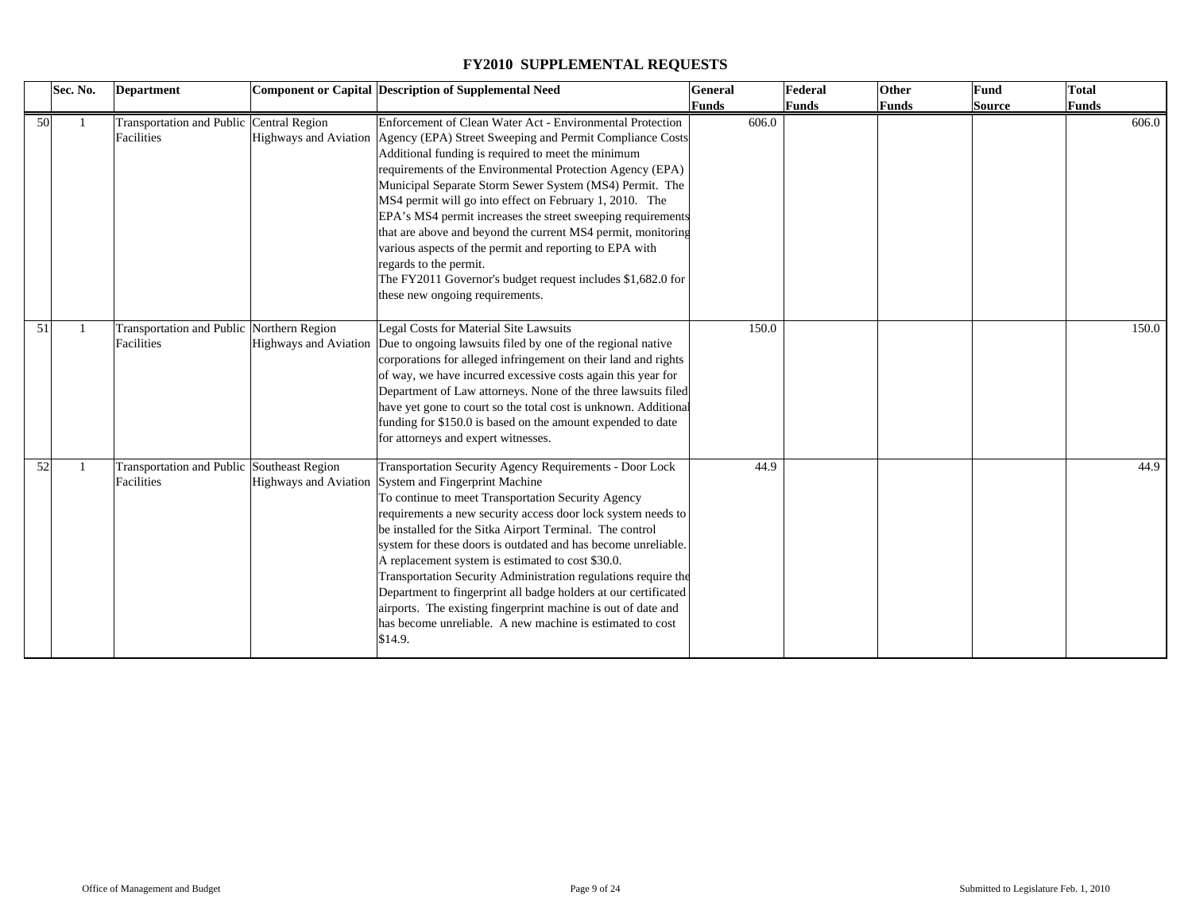# FY2010 SUPPLEMENTAL REQUESTS

| | Sec. No. | Department | Component or Capital | Description of Supplemental Need | General Funds | Federal Funds | Other Funds | Fund Source | Total Funds |
|---|---|---|---|---|---|---|---|---|---|
| 50 | 1 | Transportation and Public Facilities | Central Region Highways and Aviation | Enforcement of Clean Water Act - Environmental Protection Agency (EPA) Street Sweeping and Permit Compliance Costs<br>Additional funding is required to meet the minimum requirements of the Environmental Protection Agency (EPA) Municipal Separate Storm Sewer System (MS4) Permit. The MS4 permit will go into effect on February 1, 2010. The EPA's MS4 permit increases the street sweeping requirements that are above and beyond the current MS4 permit, monitoring various aspects of the permit and reporting to EPA with regards to the permit.<br>The FY2011 Governor's budget request includes $1,682.0 for these new ongoing requirements. | 606.0 | | | | 606.0 |
| 51 | 1 | Transportation and Public Facilities | Northern Region Highways and Aviation | Legal Costs for Material Site Lawsuits<br>Due to ongoing lawsuits filed by one of the regional native corporations for alleged infringement on their land and rights of way, we have incurred excessive costs again this year for Department of Law attorneys. None of the three lawsuits filed have yet gone to court so the total cost is unknown. Additional funding for $150.0 is based on the amount expended to date for attorneys and expert witnesses. | 150.0 | | | | 150.0 |
| 52 | 1 | Transportation and Public Facilities | Southeast Region Highways and Aviation | Transportation Security Agency Requirements - Door Lock System and Fingerprint Machine<br>To continue to meet Transportation Security Agency requirements a new security access door lock system needs to be installed for the Sitka Airport Terminal. The control system for these doors is outdated and has become unreliable. A replacement system is estimated to cost $30.0.<br>Transportation Security Administration regulations require the Department to fingerprint all badge holders at our certificated airports. The existing fingerprint machine is out of date and has become unreliable. A new machine is estimated to cost $14.9. | 44.9 | | | | 44.9 |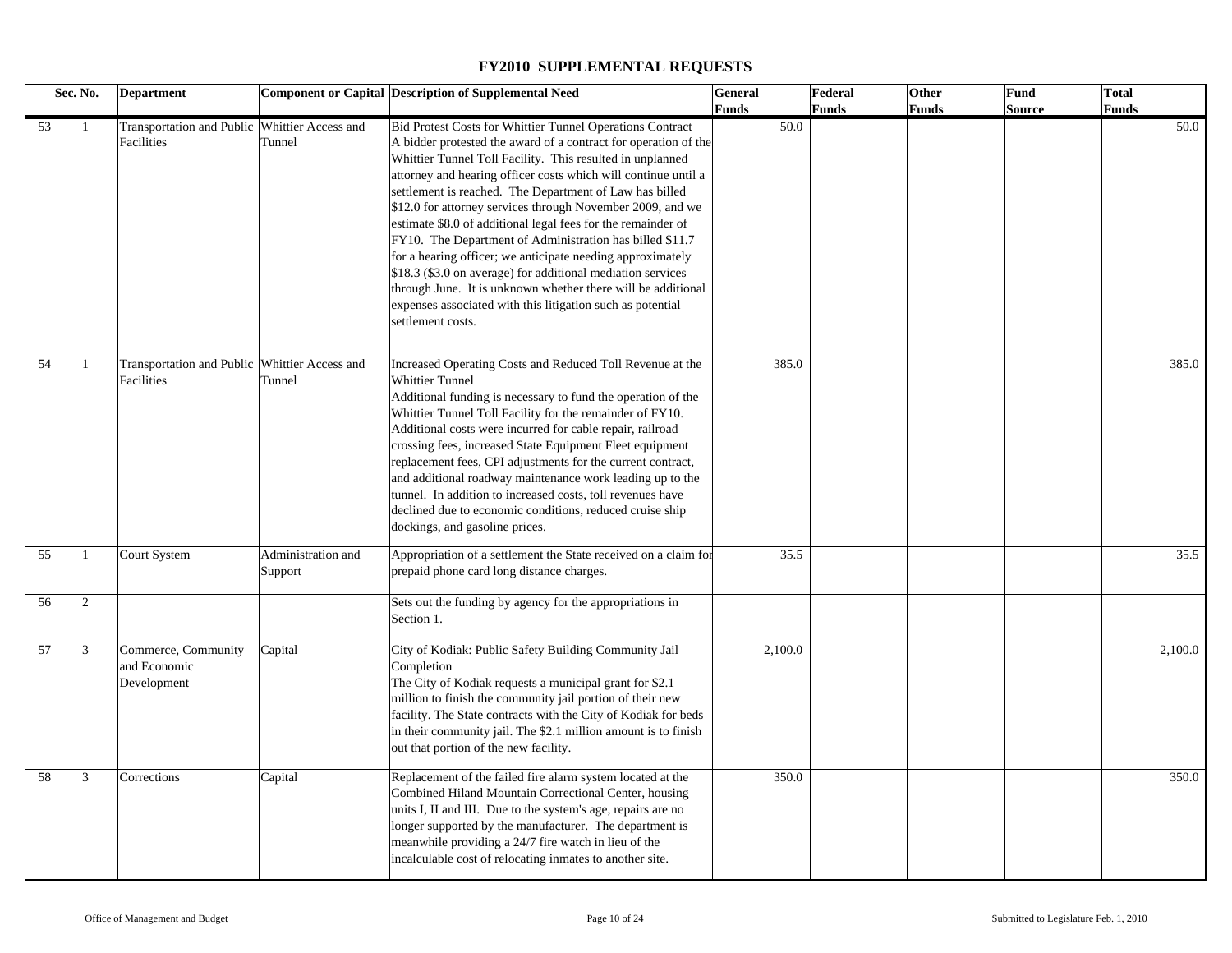# FY2010 SUPPLEMENTAL REQUESTS

| | Sec. No. | Department | Component or Capital | Description of Supplemental Need | General Funds | Federal Funds | Other Funds | Fund Source | Total Funds |
|---|---|---|---|---|---|---|---|---|---|
| 53 | 1 | Transportation and Public Facilities | Whittier Access and Tunnel | Bid Protest Costs for Whittier Tunnel Operations Contract<br>A bidder protested the award of a contract for operation of the Whittier Tunnel Toll Facility. This resulted in unplanned attorney and hearing officer costs which will continue until a settlement is reached. The Department of Law has billed $12.0 for attorney services through November 2009, and we estimate $8.0 of additional legal fees for the remainder of FY10. The Department of Administration has billed $11.7 for a hearing officer; we anticipate needing approximately $18.3 ($3.0 on average) for additional mediation services through June. It is unknown whether there will be additional expenses associated with this litigation such as potential settlement costs. | 50.0 | | | | 50.0 |
| 54 | 1 | Transportation and Public Facilities | Whittier Access and Tunnel | Increased Operating Costs and Reduced Toll Revenue at the Whittier Tunnel<br>Additional funding is necessary to fund the operation of the Whittier Tunnel Toll Facility for the remainder of FY10. Additional costs were incurred for cable repair, railroad crossing fees, increased State Equipment Fleet equipment replacement fees, CPI adjustments for the current contract, and additional roadway maintenance work leading up to the tunnel. In addition to increased costs, toll revenues have declined due to economic conditions, reduced cruise ship dockings, and gasoline prices. | 385.0 | | | | 385.0 |
| 55 | 1 | Court System | Administration and Support | Appropriation of a settlement the State received on a claim for prepaid phone card long distance charges. | 35.5 | | | | 35.5 |
| 56 | 2 | | | Sets out the funding by agency for the appropriations in Section 1. | | | | | |
| 57 | 3 | Commerce, Community and Economic Development | Capital | City of Kodiak: Public Safety Building Community Jail Completion<br>The City of Kodiak requests a municipal grant for $2.1 million to finish the community jail portion of their new facility. The State contracts with the City of Kodiak for beds in their community jail. The $2.1 million amount is to finish out that portion of the new facility. | 2,100.0 | | | | 2,100.0 |
| 58 | 3 | Corrections | Capital | Replacement of the failed fire alarm system located at the Combined Hiland Mountain Correctional Center, housing units I, II and III. Due to the system's age, repairs are no longer supported by the manufacturer. The department is meanwhile providing a 24/7 fire watch in lieu of the incalculable cost of relocating inmates to another site. | 350.0 | | | | 350.0 |

Office of Management and Budget — Submitted to Legislature Feb. 1, 2010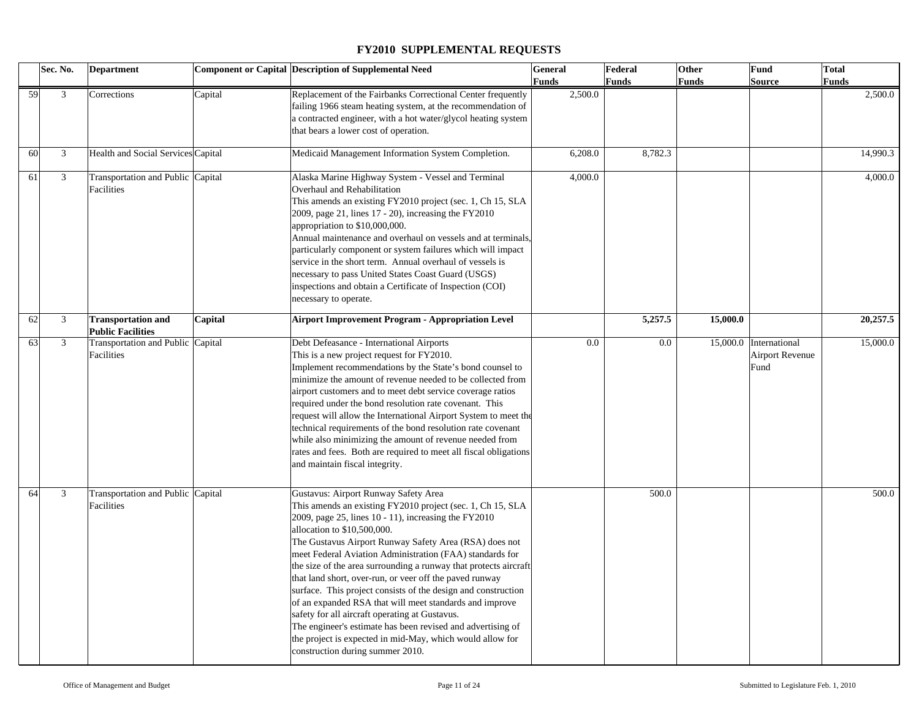# FY2010 SUPPLEMENTAL REQUESTS

| | Sec. No. | Department | Component or Capital | Description of Supplemental Need | General Funds | Federal Funds | Other Funds | Fund Source | Total Funds |
|---|---|---|---|---|---|---|---|---|---|
| 59 | 3 | Corrections | Capital | Replacement of the Fairbanks Correctional Center frequently failing 1966 steam heating system, at the recommendation of a contracted engineer, with a hot water/glycol heating system that bears a lower cost of operation. | 2,500.0 | | | | 2,500.0 |
| 60 | 3 | Health and Social Services | Capital | Medicaid Management Information System Completion. | 6,208.0 | 8,782.3 | | | 14,990.3 |
| 61 | 3 | Transportation and Public Facilities | Capital | Alaska Marine Highway System - Vessel and Terminal Overhaul and Rehabilitation<br>This amends an existing FY2010 project (sec. 1, Ch 15, SLA 2009, page 21, lines 17 - 20), increasing the FY2010 appropriation to $10,000,000.<br>Annual maintenance and overhaul on vessels and at terminals, particularly component or system failures which will impact service in the short term. Annual overhaul of vessels is necessary to pass United States Coast Guard (USGS) inspections and obtain a Certificate of Inspection (COI) necessary to operate. | 4,000.0 | | | | 4,000.0 |
| 62 | 3 | **Transportation and Public Facilities** | **Capital** | **Airport Improvement Program - Appropriation Level** | | **5,257.5** | **15,000.0** | | **20,257.5** |
| 63 | 3 | Transportation and Public Facilities | Capital | Debt Defeasance - International Airports<br>This is a new project request for FY2010.<br>Implement recommendations by the State's bond counsel to minimize the amount of revenue needed to be collected from airport customers and to meet debt service coverage ratios required under the bond resolution rate covenant. This request will allow the International Airport System to meet the technical requirements of the bond resolution rate covenant while also minimizing the amount of revenue needed from rates and fees. Both are required to meet all fiscal obligations and maintain fiscal integrity. | 0.0 | 0.0 | 15,000.0 | International Airport Revenue Fund | 15,000.0 |
| 64 | 3 | Transportation and Public Facilities | Capital | Gustavus: Airport Runway Safety Area<br>This amends an existing FY2010 project (sec. 1, Ch 15, SLA 2009, page 25, lines 10 - 11), increasing the FY2010 allocation to $10,500,000.<br>The Gustavus Airport Runway Safety Area (RSA) does not meet Federal Aviation Administration (FAA) standards for the size of the area surrounding a runway that protects aircraft that land short, over-run, or veer off the paved runway surface. This project consists of the design and construction of an expanded RSA that will meet standards and improve safety for all aircraft operating at Gustavus.<br>The engineer's estimate has been revised and advertising of the project is expected in mid-May, which would allow for construction during summer 2010. | | 500.0 | | | 500.0 |

Office of Management and Budget

Submitted to Legislature Feb. 1, 2010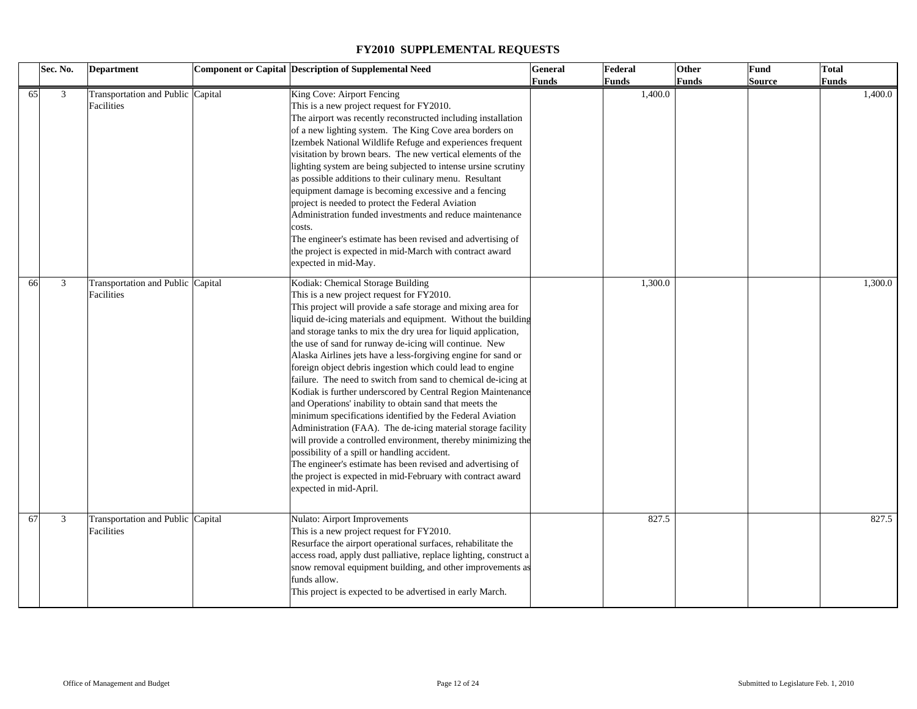# FY2010 SUPPLEMENTAL REQUESTS

| | Sec. No. | Department | Component or Capital | Description of Supplemental Need | General Funds | Federal Funds | Other Funds | Fund Source | Total Funds |
|---|---|---|---|---|---|---|---|---|---|
| 65 | 3 | Transportation and Public Facilities | Capital | King Cove: Airport Fencing<br>This is a new project request for FY2010.<br>The airport was recently reconstructed including installation of a new lighting system. The King Cove area borders on Izembek National Wildlife Refuge and experiences frequent visitation by brown bears. The new vertical elements of the lighting system are being subjected to intense ursine scrutiny as possible additions to their culinary menu. Resultant equipment damage is becoming excessive and a fencing project is needed to protect the Federal Aviation Administration funded investments and reduce maintenance costs.<br>The engineer's estimate has been revised and advertising of the project is expected in mid-March with contract award expected in mid-May. | | 1,400.0 | | | 1,400.0 |
| 66 | 3 | Transportation and Public Facilities | Capital | Kodiak: Chemical Storage Building<br>This is a new project request for FY2010.<br>This project will provide a safe storage and mixing area for liquid de-icing materials and equipment. Without the building and storage tanks to mix the dry urea for liquid application, the use of sand for runway de-icing will continue. New Alaska Airlines jets have a less-forgiving engine for sand or foreign object debris ingestion which could lead to engine failure. The need to switch from sand to chemical de-icing at Kodiak is further underscored by Central Region Maintenance and Operations' inability to obtain sand that meets the minimum specifications identified by the Federal Aviation Administration (FAA). The de-icing material storage facility will provide a controlled environment, thereby minimizing the possibility of a spill or handling accident.<br>The engineer's estimate has been revised and advertising of the project is expected in mid-February with contract award expected in mid-April. | | 1,300.0 | | | 1,300.0 |
| 67 | 3 | Transportation and Public Facilities | Capital | Nulato: Airport Improvements<br>This is a new project request for FY2010.<br>Resurface the airport operational surfaces, rehabilitate the access road, apply dust palliative, replace lighting, construct a snow removal equipment building, and other improvements as funds allow.<br>This project is expected to be advertised in early March. | | 827.5 | | | 827.5 |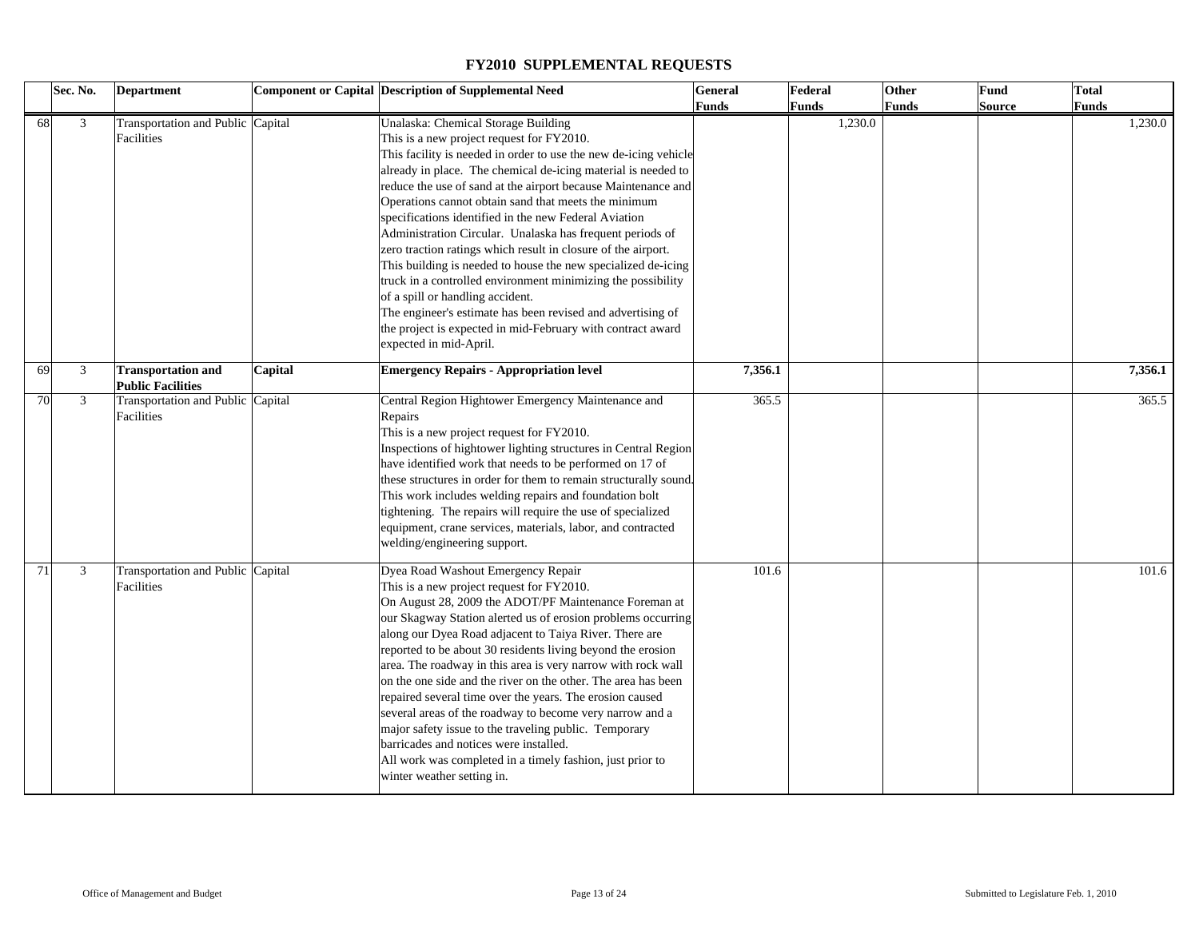# FY2010 SUPPLEMENTAL REQUESTS

| | Sec. No. | Department | Component or Capital | Description of Supplemental Need | General Funds | Federal Funds | Other Funds | Fund Source | Total Funds |
|---|---|---|---|---|---|---|---|---|---|
| 68 | 3 | Transportation and Public Facilities | Capital | Unalaska: Chemical Storage Building<br>This is a new project request for FY2010.<br>This facility is needed in order to use the new de-icing vehicle already in place. The chemical de-icing material is needed to reduce the use of sand at the airport because Maintenance and Operations cannot obtain sand that meets the minimum specifications identified in the new Federal Aviation Administration Circular. Unalaska has frequent periods of zero traction ratings which result in closure of the airport. This building is needed to house the new specialized de-icing truck in a controlled environment minimizing the possibility of a spill or handling accident.<br>The engineer's estimate has been revised and advertising of the project is expected in mid-February with contract award expected in mid-April. | | 1,230.0 | | | 1,230.0 |
| 69 | 3 | **Transportation and Public Facilities** | **Capital** | **Emergency Repairs - Appropriation level** | **7,356.1** | | | | **7,356.1** |
| 70 | 3 | Transportation and Public Facilities | Capital | Central Region Hightower Emergency Maintenance and Repairs<br>This is a new project request for FY2010.<br>Inspections of hightower lighting structures in Central Region have identified work that needs to be performed on 17 of these structures in order for them to remain structurally sound. This work includes welding repairs and foundation bolt tightening. The repairs will require the use of specialized equipment, crane services, materials, labor, and contracted welding/engineering support. | 365.5 | | | | 365.5 |
| 71 | 3 | Transportation and Public Facilities | Capital | Dyea Road Washout Emergency Repair<br>This is a new project request for FY2010.<br>On August 28, 2009 the ADOT/PF Maintenance Foreman at our Skagway Station alerted us of erosion problems occurring along our Dyea Road adjacent to Taiya River. There are reported to be about 30 residents living beyond the erosion area. The roadway in this area is very narrow with rock wall on the one side and the river on the other. The area has been repaired several time over the years. The erosion caused several areas of the roadway to become very narrow and a major safety issue to the traveling public. Temporary barricades and notices were installed.<br>All work was completed in a timely fashion, just prior to winter weather setting in. | 101.6 | | | | 101.6 |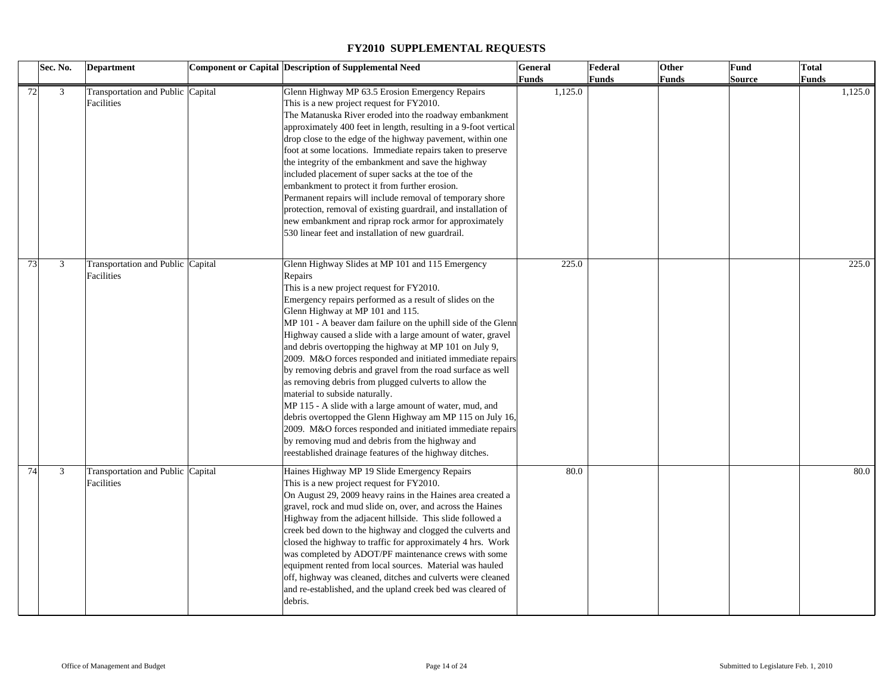# FY2010 SUPPLEMENTAL REQUESTS

| | Sec. No. | Department | Component or Capital | Description of Supplemental Need | General Funds | Federal Funds | Other Funds | Fund Source | Total Funds |
|---|---|---|---|---|---|---|---|---|---|
| 72 | 3 | Transportation and Public Facilities | Capital | Glenn Highway MP 63.5 Erosion Emergency Repairs<br>This is a new project request for FY2010.<br>The Matanuska River eroded into the roadway embankment approximately 400 feet in length, resulting in a 9-foot vertical drop close to the edge of the highway pavement, within one foot at some locations. Immediate repairs taken to preserve the integrity of the embankment and save the highway included placement of super sacks at the toe of the embankment to protect it from further erosion.<br>Permanent repairs will include removal of temporary shore protection, removal of existing guardrail, and installation of new embankment and riprap rock armor for approximately 530 linear feet and installation of new guardrail. | 1,125.0 | | | | 1,125.0 |
| 73 | 3 | Transportation and Public Facilities | Capital | Glenn Highway Slides at MP 101 and 115 Emergency Repairs<br>This is a new project request for FY2010.<br>Emergency repairs performed as a result of slides on the Glenn Highway at MP 101 and 115.<br>MP 101 - A beaver dam failure on the uphill side of the Glenn Highway caused a slide with a large amount of water, gravel and debris overtopping the highway at MP 101 on July 9, 2009. M&O forces responded and initiated immediate repairs by removing debris and gravel from the road surface as well as removing debris from plugged culverts to allow the material to subside naturally.<br>MP 115 - A slide with a large amount of water, mud, and debris overtopped the Glenn Highway am MP 115 on July 16, 2009. M&O forces responded and initiated immediate repairs by removing mud and debris from the highway and reestablished drainage features of the highway ditches. | 225.0 | | | | 225.0 |
| 74 | 3 | Transportation and Public Facilities | Capital | Haines Highway MP 19 Slide Emergency Repairs<br>This is a new project request for FY2010.<br>On August 29, 2009 heavy rains in the Haines area created a gravel, rock and mud slide on, over, and across the Haines Highway from the adjacent hillside. This slide followed a creek bed down to the highway and clogged the culverts and closed the highway to traffic for approximately 4 hrs. Work was completed by ADOT/PF maintenance crews with some equipment rented from local sources. Material was hauled off, highway was cleaned, ditches and culverts were cleaned and re-established, and the upland creek bed was cleared of debris. | 80.0 | | | | 80.0 |

Office of Management and Budget — Submitted to Legislature Feb. 1, 2010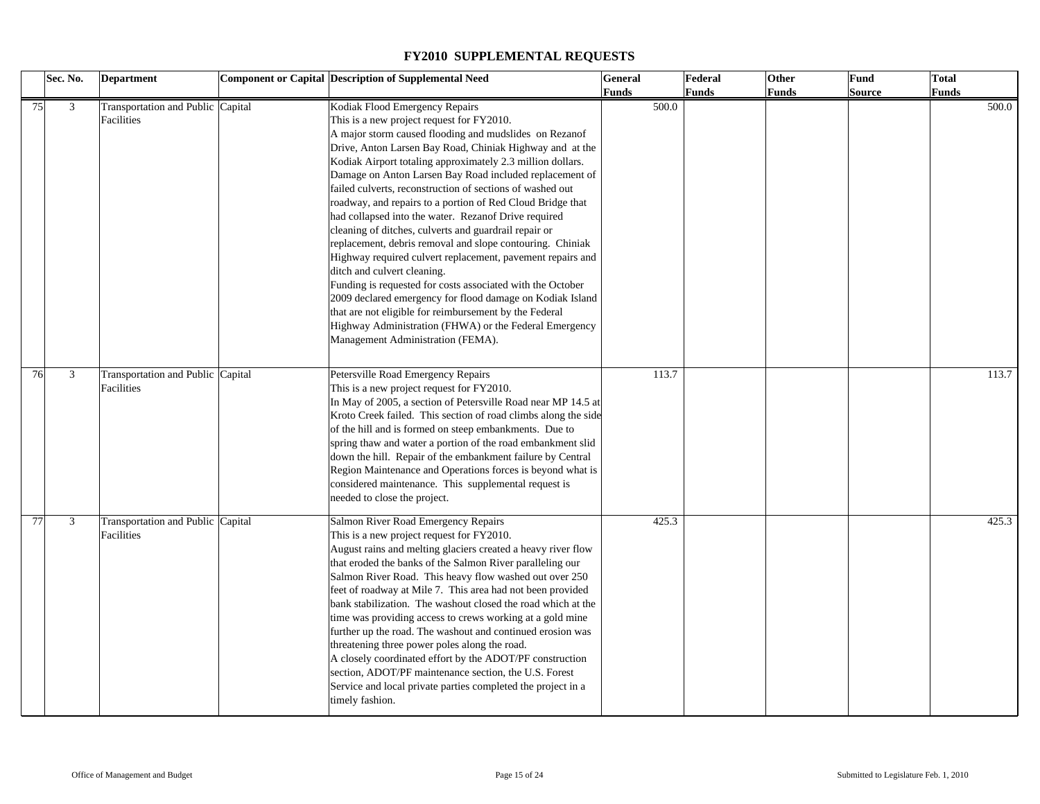# FY2010 SUPPLEMENTAL REQUESTS

| | Sec. No. | Department | Component or Capital | Description of Supplemental Need | General Funds | Federal Funds | Other Funds | Fund Source | Total Funds |
|---|---|---|---|---|---|---|---|---|---|
| 75 | 3 | Transportation and Public Facilities | Capital | Kodiak Flood Emergency Repairs<br>This is a new project request for FY2010.<br>A major storm caused flooding and mudslides on Rezanof Drive, Anton Larsen Bay Road, Chiniak Highway and at the Kodiak Airport totaling approximately 2.3 million dollars. Damage on Anton Larsen Bay Road included replacement of failed culverts, reconstruction of sections of washed out roadway, and repairs to a portion of Red Cloud Bridge that had collapsed into the water. Rezanof Drive required cleaning of ditches, culverts and guardrail repair or replacement, debris removal and slope contouring. Chiniak Highway required culvert replacement, pavement repairs and ditch and culvert cleaning.<br>Funding is requested for costs associated with the October 2009 declared emergency for flood damage on Kodiak Island that are not eligible for reimbursement by the Federal Highway Administration (FHWA) or the Federal Emergency Management Administration (FEMA). | 500.0 | | | | 500.0 |
| 76 | 3 | Transportation and Public Facilities | Capital | Petersville Road Emergency Repairs<br>This is a new project request for FY2010.<br>In May of 2005, a section of Petersville Road near MP 14.5 at Kroto Creek failed. This section of road climbs along the side of the hill and is formed on steep embankments. Due to spring thaw and water a portion of the road embankment slid down the hill. Repair of the embankment failure by Central Region Maintenance and Operations forces is beyond what is considered maintenance. This supplemental request is needed to close the project. | 113.7 | | | | 113.7 |
| 77 | 3 | Transportation and Public Facilities | Capital | Salmon River Road Emergency Repairs<br>This is a new project request for FY2010.<br>August rains and melting glaciers created a heavy river flow that eroded the banks of the Salmon River paralleling our Salmon River Road. This heavy flow washed out over 250 feet of roadway at Mile 7. This area had not been provided bank stabilization. The washout closed the road which at the time was providing access to crews working at a gold mine further up the road. The washout and continued erosion was threatening three power poles along the road.<br>A closely coordinated effort by the ADOT/PF construction section, ADOT/PF maintenance section, the U.S. Forest Service and local private parties completed the project in a timely fashion. | 425.3 | | | | 425.3 |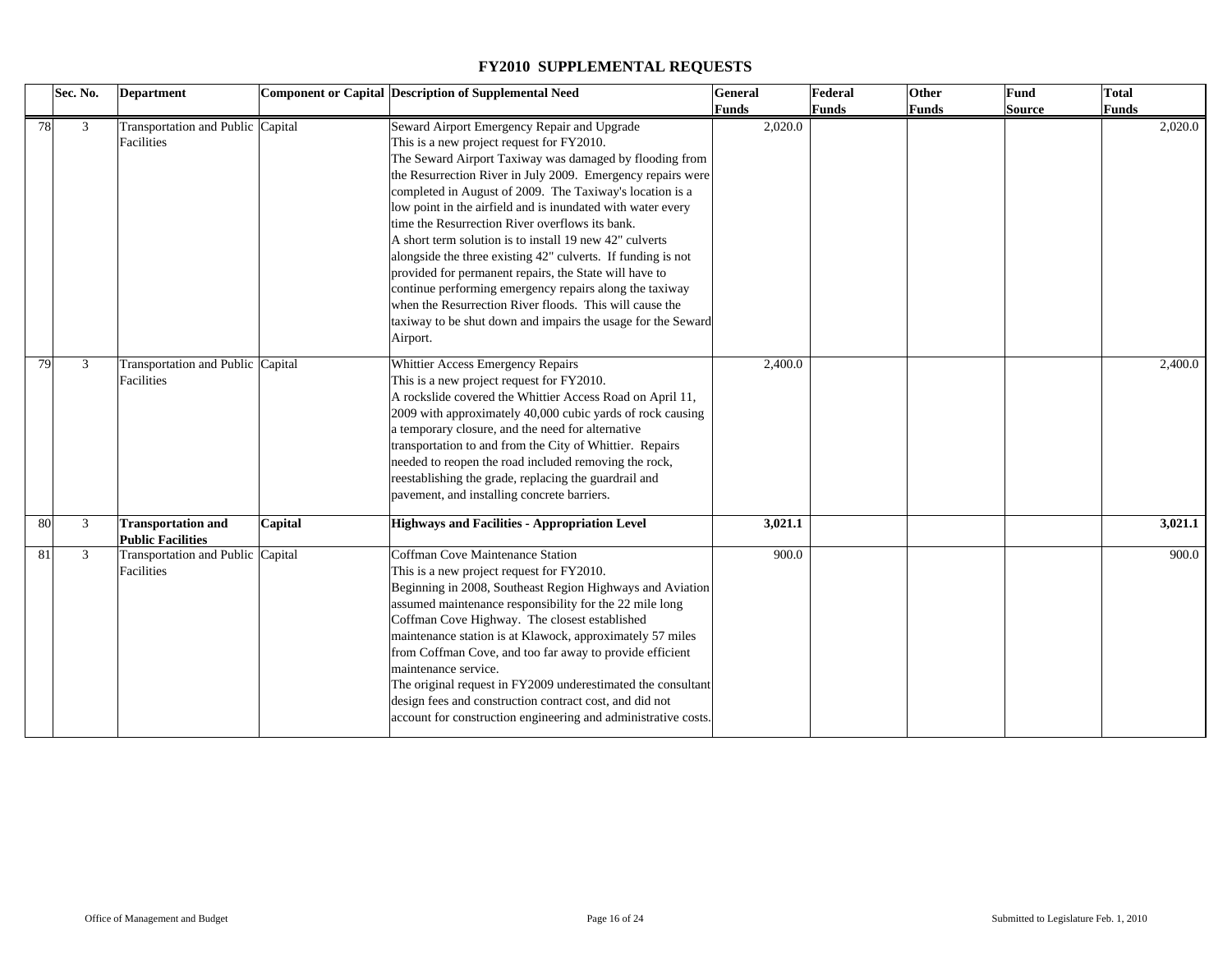# FY2010 SUPPLEMENTAL REQUESTS

| | Sec. No. | Department | Component or Capital | Description of Supplemental Need | General Funds | Federal Funds | Other Funds | Fund Source | Total Funds |
|---|---|---|---|---|---|---|---|---|---|
| 78 | 3 | Transportation and Public Facilities | Capital | Seward Airport Emergency Repair and Upgrade<br>This is a new project request for FY2010.<br>The Seward Airport Taxiway was damaged by flooding from the Resurrection River in July 2009. Emergency repairs were completed in August of 2009. The Taxiway's location is a low point in the airfield and is inundated with water every time the Resurrection River overflows its bank.<br>A short term solution is to install 19 new 42" culverts alongside the three existing 42" culverts. If funding is not provided for permanent repairs, the State will have to continue performing emergency repairs along the taxiway when the Resurrection River floods. This will cause the taxiway to be shut down and impairs the usage for the Seward Airport. | 2,020.0 | | | | 2,020.0 |
| 79 | 3 | Transportation and Public Facilities | Capital | Whittier Access Emergency Repairs<br>This is a new project request for FY2010.<br>A rockslide covered the Whittier Access Road on April 11, 2009 with approximately 40,000 cubic yards of rock causing a temporary closure, and the need for alternative transportation to and from the City of Whittier. Repairs needed to reopen the road included removing the rock, reestablishing the grade, replacing the guardrail and pavement, and installing concrete barriers. | 2,400.0 | | | | 2,400.0 |
| 80 | 3 | **Transportation and Public Facilities** | **Capital** | **Highways and Facilities - Appropriation Level** | **3,021.1** | | | | **3,021.1** |
| 81 | 3 | Transportation and Public Facilities | Capital | Coffman Cove Maintenance Station<br>This is a new project request for FY2010.<br>Beginning in 2008, Southeast Region Highways and Aviation assumed maintenance responsibility for the 22 mile long Coffman Cove Highway. The closest established maintenance station is at Klawock, approximately 57 miles from Coffman Cove, and too far away to provide efficient maintenance service.<br>The original request in FY2009 underestimated the consultant design fees and construction contract cost, and did not account for construction engineering and administrative costs. | 900.0 | | | | 900.0 |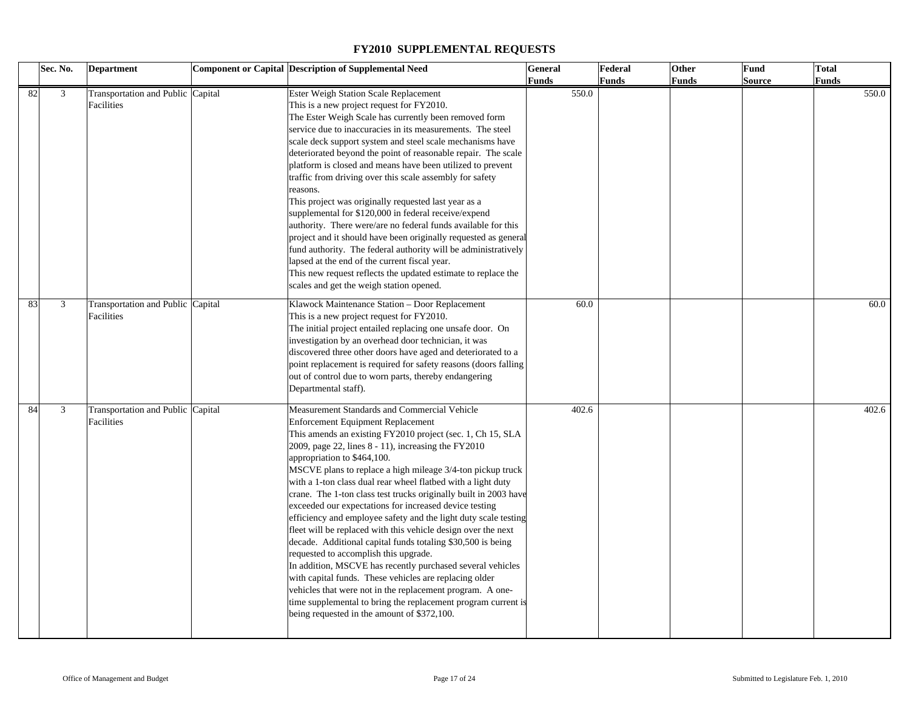# FY2010 SUPPLEMENTAL REQUESTS

| | Sec. No. | Department | Component or Capital | Description of Supplemental Need | General Funds | Federal Funds | Other Funds | Fund Source | Total Funds |
|---|---|---|---|---|---|---|---|---|---|
| 82 | 3 | Transportation and Public Facilities | Capital | Ester Weigh Station Scale Replacement<br>This is a new project request for FY2010.<br>The Ester Weigh Scale has currently been removed form service due to inaccuracies in its measurements. The steel scale deck support system and steel scale mechanisms have deteriorated beyond the point of reasonable repair. The scale platform is closed and means have been utilized to prevent traffic from driving over this scale assembly for safety reasons.<br>This project was originally requested last year as a supplemental for $120,000 in federal receive/expend authority. There were/are no federal funds available for this project and it should have been originally requested as general fund authority. The federal authority will be administratively lapsed at the end of the current fiscal year.<br>This new request reflects the updated estimate to replace the scales and get the weigh station opened. | 550.0 | | | | 550.0 |
| 83 | 3 | Transportation and Public Facilities | Capital | Klawock Maintenance Station – Door Replacement<br>This is a new project request for FY2010.<br>The initial project entailed replacing one unsafe door. On investigation by an overhead door technician, it was discovered three other doors have aged and deteriorated to a point replacement is required for safety reasons (doors falling out of control due to worn parts, thereby endangering Departmental staff). | 60.0 | | | | 60.0 |
| 84 | 3 | Transportation and Public Facilities | Capital | Measurement Standards and Commercial Vehicle Enforcement Equipment Replacement<br>This amends an existing FY2010 project (sec. 1, Ch 15, SLA 2009, page 22, lines 8 - 11), increasing the FY2010 appropriation to $464,100.<br>MSCVE plans to replace a high mileage 3/4-ton pickup truck with a 1-ton class dual rear wheel flatbed with a light duty crane. The 1-ton class test trucks originally built in 2003 have exceeded our expectations for increased device testing efficiency and employee safety and the light duty scale testing fleet will be replaced with this vehicle design over the next decade. Additional capital funds totaling $30,500 is being requested to accomplish this upgrade.<br>In addition, MSCVE has recently purchased several vehicles with capital funds. These vehicles are replacing older vehicles that were not in the replacement program. A one-time supplemental to bring the replacement program current is being requested in the amount of $372,100. | 402.6 | | | | 402.6 |

Office of Management and Budget — Submitted to Legislature Feb. 1, 2010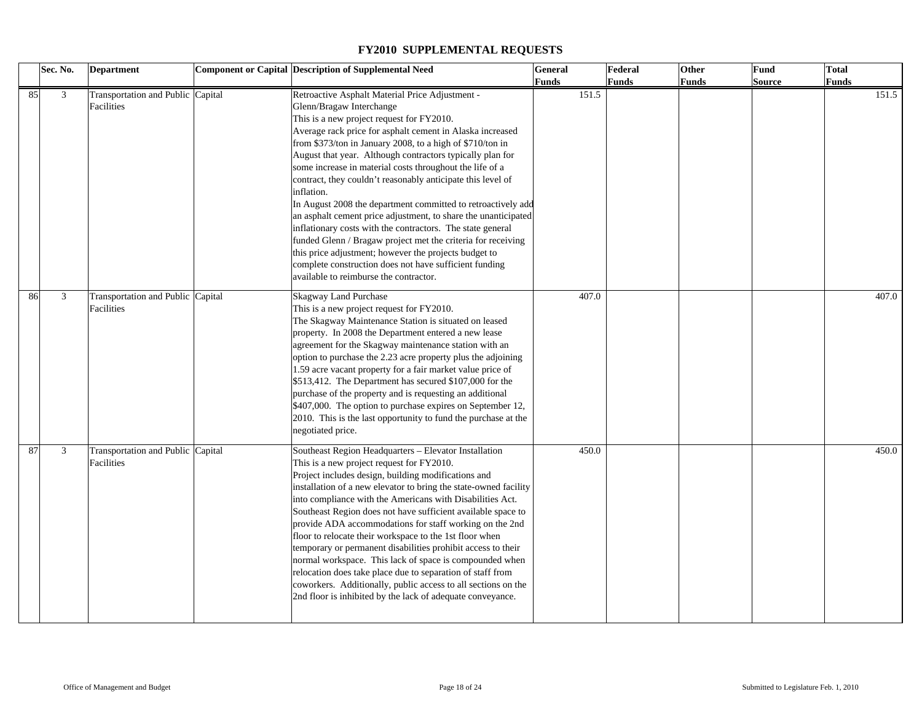# FY2010 SUPPLEMENTAL REQUESTS

| | Sec. No. | Department | Component or Capital | Description of Supplemental Need | General Funds | Federal Funds | Other Funds | Fund Source | Total Funds |
|---|---|---|---|---|---|---|---|---|---|
| 85 | 3 | Transportation and Public Facilities | Capital | Retroactive Asphalt Material Price Adjustment - Glenn/Bragaw Interchange<br>This is a new project request for FY2010.<br>Average rack price for asphalt cement in Alaska increased from $373/ton in January 2008, to a high of $710/ton in August that year. Although contractors typically plan for some increase in material costs throughout the life of a contract, they couldn't reasonably anticipate this level of inflation.<br>In August 2008 the department committed to retroactively add an asphalt cement price adjustment, to share the unanticipated inflationary costs with the contractors. The state general funded Glenn / Bragaw project met the criteria for receiving this price adjustment; however the projects budget to complete construction does not have sufficient funding available to reimburse the contractor. | 151.5 | | | | 151.5 |
| 86 | 3 | Transportation and Public Facilities | Capital | Skagway Land Purchase<br>This is a new project request for FY2010.<br>The Skagway Maintenance Station is situated on leased property. In 2008 the Department entered a new lease agreement for the Skagway maintenance station with an option to purchase the 2.23 acre property plus the adjoining 1.59 acre vacant property for a fair market value price of $513,412. The Department has secured $107,000 for the purchase of the property and is requesting an additional $407,000. The option to purchase expires on September 12, 2010. This is the last opportunity to fund the purchase at the negotiated price. | 407.0 | | | | 407.0 |
| 87 | 3 | Transportation and Public Facilities | Capital | Southeast Region Headquarters – Elevator Installation<br>This is a new project request for FY2010.<br>Project includes design, building modifications and installation of a new elevator to bring the state-owned facility into compliance with the Americans with Disabilities Act. Southeast Region does not have sufficient available space to provide ADA accommodations for staff working on the 2nd floor to relocate their workspace to the 1st floor when temporary or permanent disabilities prohibit access to their normal workspace. This lack of space is compounded when relocation does take place due to separation of staff from coworkers. Additionally, public access to all sections on the 2nd floor is inhibited by the lack of adequate conveyance. | 450.0 | | | | 450.0 |

Office of Management and Budget — Submitted to Legislature Feb. 1, 2010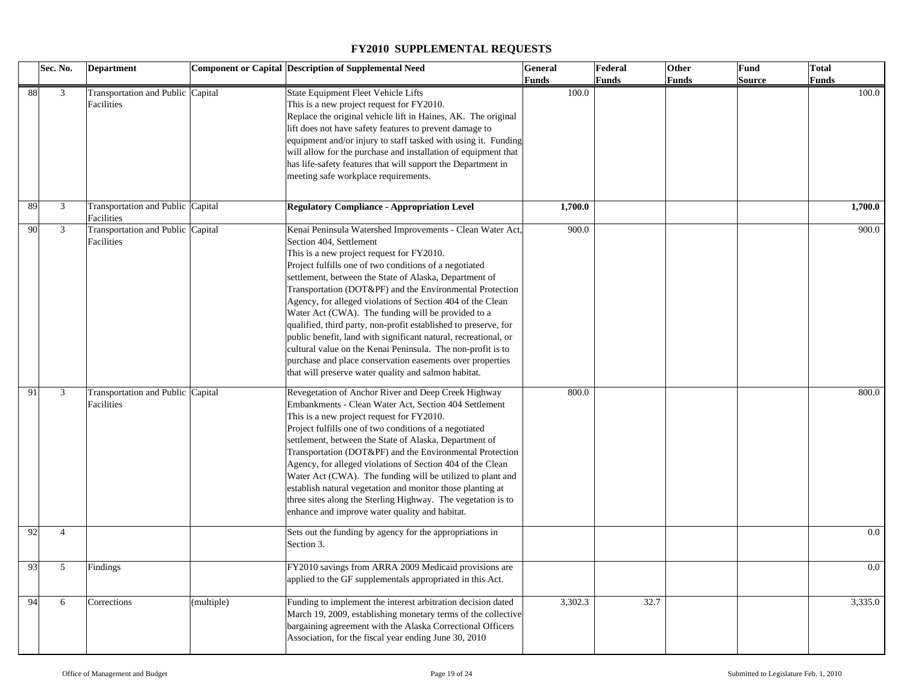# FY2010 SUPPLEMENTAL REQUESTS

| | Sec. No. | Department | Component or Capital | Description of Supplemental Need | General Funds | Federal Funds | Other Funds | Fund Source | Total Funds |
|---|---|---|---|---|---|---|---|---|---|
| 88 | 3 | Transportation and Public Facilities | Capital | State Equipment Fleet Vehicle Lifts<br>This is a new project request for FY2010.<br>Replace the original vehicle lift in Haines, AK. The original lift does not have safety features to prevent damage to equipment and/or injury to staff tasked with using it. Funding will allow for the purchase and installation of equipment that has life-safety features that will support the Department in meeting safe workplace requirements. | 100.0 | | | | 100.0 |
| 89 | 3 | Transportation and Public Facilities | Capital | **Regulatory Compliance - Appropriation Level** | **1,700.0** | | | | **1,700.0** |
| 90 | 3 | Transportation and Public Facilities | Capital | Kenai Peninsula Watershed Improvements - Clean Water Act, Section 404, Settlement<br>This is a new project request for FY2010.<br>Project fulfills one of two conditions of a negotiated settlement, between the State of Alaska, Department of Transportation (DOT&PF) and the Environmental Protection Agency, for alleged violations of Section 404 of the Clean Water Act (CWA). The funding will be provided to a qualified, third party, non-profit established to preserve, for public benefit, land with significant natural, recreational, or cultural value on the Kenai Peninsula. The non-profit is to purchase and place conservation easements over properties that will preserve water quality and salmon habitat. | 900.0 | | | | 900.0 |
| 91 | 3 | Transportation and Public Facilities | Capital | Revegetation of Anchor River and Deep Creek Highway Embankments - Clean Water Act, Section 404 Settlement<br>This is a new project request for FY2010.<br>Project fulfills one of two conditions of a negotiated settlement, between the State of Alaska, Department of Transportation (DOT&PF) and the Environmental Protection Agency, for alleged violations of Section 404 of the Clean Water Act (CWA). The funding will be utilized to plant and establish natural vegetation and monitor those planting at three sites along the Sterling Highway. The vegetation is to enhance and improve water quality and habitat. | 800.0 | | | | 800.0 |
| 92 | 4 | | | Sets out the funding by agency for the appropriations in Section 3. | | | | | 0.0 |
| 93 | 5 | Findings | | FY2010 savings from ARRA 2009 Medicaid provisions are applied to the GF supplementals appropriated in this Act. | | | | | 0.0 |
| 94 | 6 | Corrections | (multiple) | Funding to implement the interest arbitration decision dated March 19, 2009, establishing monetary terms of the collective bargaining agreement with the Alaska Correctional Officers Association, for the fiscal year ending June 30, 2010 | 3,302.3 | 32.7 | | | 3,335.0 |

Office of Management and Budget — Submitted to Legislature Feb. 1, 2010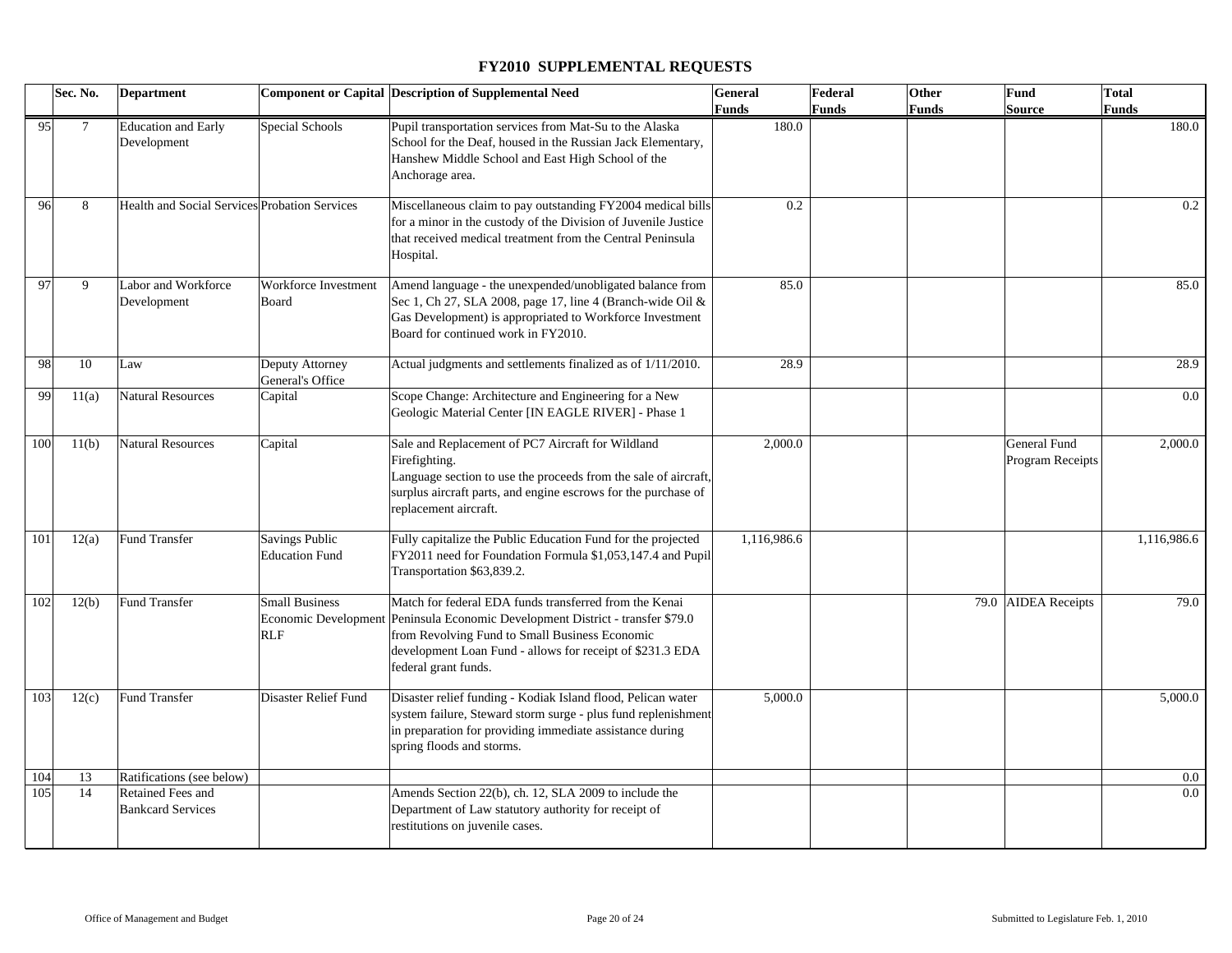# FY2010 SUPPLEMENTAL REQUESTS

| | Sec. No. | Department | Component or Capital | Description of Supplemental Need | General Funds | Federal Funds | Other Funds | Fund Source | Total Funds |
|---|---|---|---|---|---|---|---|---|---|
| 95 | 7 | Education and Early Development | Special Schools | Pupil transportation services from Mat-Su to the Alaska School for the Deaf, housed in the Russian Jack Elementary, Hanshew Middle School and East High School of the Anchorage area. | 180.0 | | | | 180.0 |
| 96 | 8 | Health and Social Services | Probation Services | Miscellaneous claim to pay outstanding FY2004 medical bills for a minor in the custody of the Division of Juvenile Justice that received medical treatment from the Central Peninsula Hospital. | 0.2 | | | | 0.2 |
| 97 | 9 | Labor and Workforce Development | Workforce Investment Board | Amend language - the unexpended/unobligated balance from Sec 1, Ch 27, SLA 2008, page 17, line 4 (Branch-wide Oil & Gas Development) is appropriated to Workforce Investment Board for continued work in FY2010. | 85.0 | | | | 85.0 |
| 98 | 10 | Law | Deputy Attorney General's Office | Actual judgments and settlements finalized as of 1/11/2010. | 28.9 | | | | 28.9 |
| 99 | 11(a) | Natural Resources | Capital | Scope Change: Architecture and Engineering for a New Geologic Material Center [IN EAGLE RIVER] - Phase 1 | | | | | 0.0 |
| 100 | 11(b) | Natural Resources | Capital | Sale and Replacement of PC7 Aircraft for Wildland Firefighting. Language section to use the proceeds from the sale of aircraft, surplus aircraft parts, and engine escrows for the purchase of replacement aircraft. | 2,000.0 | | | General Fund Program Receipts | 2,000.0 |
| 101 | 12(a) | Fund Transfer | Savings Public Education Fund | Fully capitalize the Public Education Fund for the projected FY2011 need for Foundation Formula $1,053,147.4 and Pupil Transportation $63,839.2. | 1,116,986.6 | | | | 1,116,986.6 |
| 102 | 12(b) | Fund Transfer | Small Business Economic Development RLF | Match for federal EDA funds transferred from the Kenai Peninsula Economic Development District - transfer $79.0 from Revolving Fund to Small Business Economic development Loan Fund - allows for receipt of $231.3 EDA federal grant funds. | | | 79.0 | AIDEA Receipts | 79.0 |
| 103 | 12(c) | Fund Transfer | Disaster Relief Fund | Disaster relief funding - Kodiak Island flood, Pelican water system failure, Steward storm surge - plus fund replenishment in preparation for providing immediate assistance during spring floods and storms. | 5,000.0 | | | | 5,000.0 |
| 104 | 13 | Ratifications (see below) | | | | | | | 0.0 |
| 105 | 14 | Retained Fees and Bankcard Services | | Amends Section 22(b), ch. 12, SLA 2009 to include the Department of Law statutory authority for receipt of restitutions on juvenile cases. | | | | | 0.0 |

Office of Management and Budget

Submitted to Legislature Feb. 1, 2010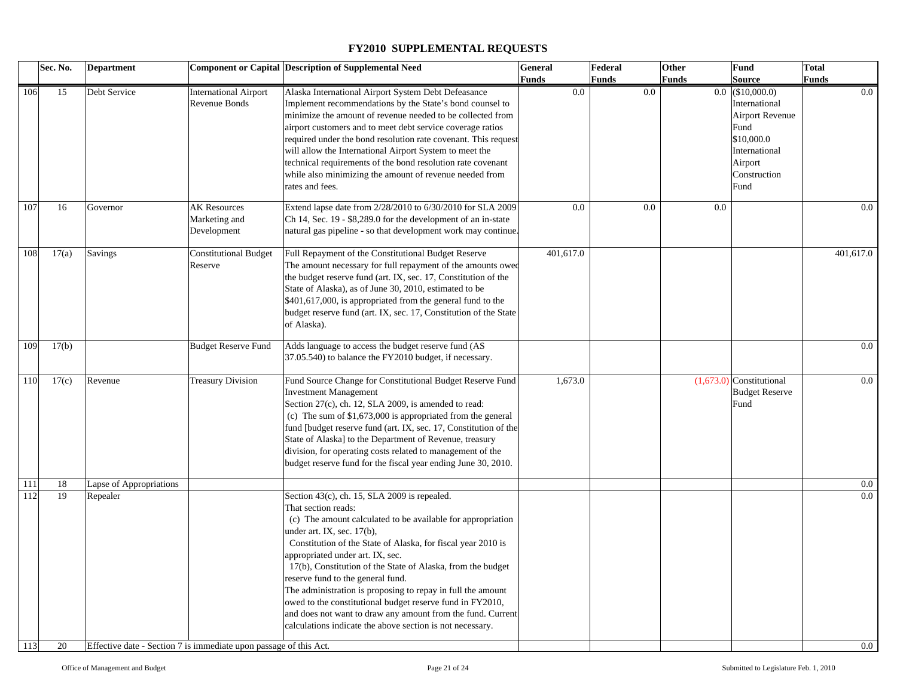# FY2010 SUPPLEMENTAL REQUESTS

| | Sec. No. | Department | Component or Capital | Description of Supplemental Need | General Funds | Federal Funds | Other Funds | Fund Source | Total Funds |
|---|---|---|---|---|---|---|---|---|---|
| 106 | 15 | Debt Service | International Airport Revenue Bonds | Alaska International Airport System Debt Defeasance Implement recommendations by the State's bond counsel to minimize the amount of revenue needed to be collected from airport customers and to meet debt service coverage ratios required under the bond resolution rate covenant. This request will allow the International Airport System to meet the technical requirements of the bond resolution rate covenant while also minimizing the amount of revenue needed from rates and fees. | 0.0 | 0.0 | 0.0 | ($10,000.0) International Airport Revenue Fund $10,000.0 International Airport Construction Fund | 0.0 |
| 107 | 16 | Governor | AK Resources Marketing and Development | Extend lapse date from 2/28/2010 to 6/30/2010 for SLA 2009 Ch 14, Sec. 19 - $8,289.0 for the development of an in-state natural gas pipeline - so that development work may continue. | 0.0 | 0.0 | 0.0 | | 0.0 |
| 108 | 17(a) | Savings | Constitutional Budget Reserve | Full Repayment of the Constitutional Budget Reserve The amount necessary for full repayment of the amounts owed the budget reserve fund (art. IX, sec. 17, Constitution of the State of Alaska), as of June 30, 2010, estimated to be $401,617,000, is appropriated from the general fund to the budget reserve fund (art. IX, sec. 17, Constitution of the State of Alaska). | 401,617.0 | | | | 401,617.0 |
| 109 | 17(b) | | Budget Reserve Fund | Adds language to access the budget reserve fund (AS 37.05.540) to balance the FY2010 budget, if necessary. | | | | | 0.0 |
| 110 | 17(c) | Revenue | Treasury Division | Fund Source Change for Constitutional Budget Reserve Fund Investment Management Section 27(c), ch. 12, SLA 2009, is amended to read: (c) The sum of $1,673,000 is appropriated from the general fund [budget reserve fund (art. IX, sec. 17, Constitution of the State of Alaska] to the Department of Revenue, treasury division, for operating costs related to management of the budget reserve fund for the fiscal year ending June 30, 2010. | 1,673.0 | | (1,673.0) | Constitutional Budget Reserve Fund | 0.0 |
| 111 | 18 | Lapse of Appropriations | | | | | | | 0.0 |
| 112 | 19 | Repealer | | Section 43(c), ch. 15, SLA 2009 is repealed. That section reads: (c) The amount calculated to be available for appropriation under art. IX, sec. 17(b), Constitution of the State of Alaska, for fiscal year 2010 is appropriated under art. IX, sec. 17(b), Constitution of the State of Alaska, from the budget reserve fund to the general fund. The administration is proposing to repay in full the amount owed to the constitutional budget reserve fund in FY2010, and does not want to draw any amount from the fund. Current calculations indicate the above section is not necessary. | | | | | 0.0 |
| 113 | 20 | Effective date - Section 7 is immediate upon passage of this Act. | | | | | | | 0.0 |

Office of Management and Budget — Submitted to Legislature Feb. 1, 2010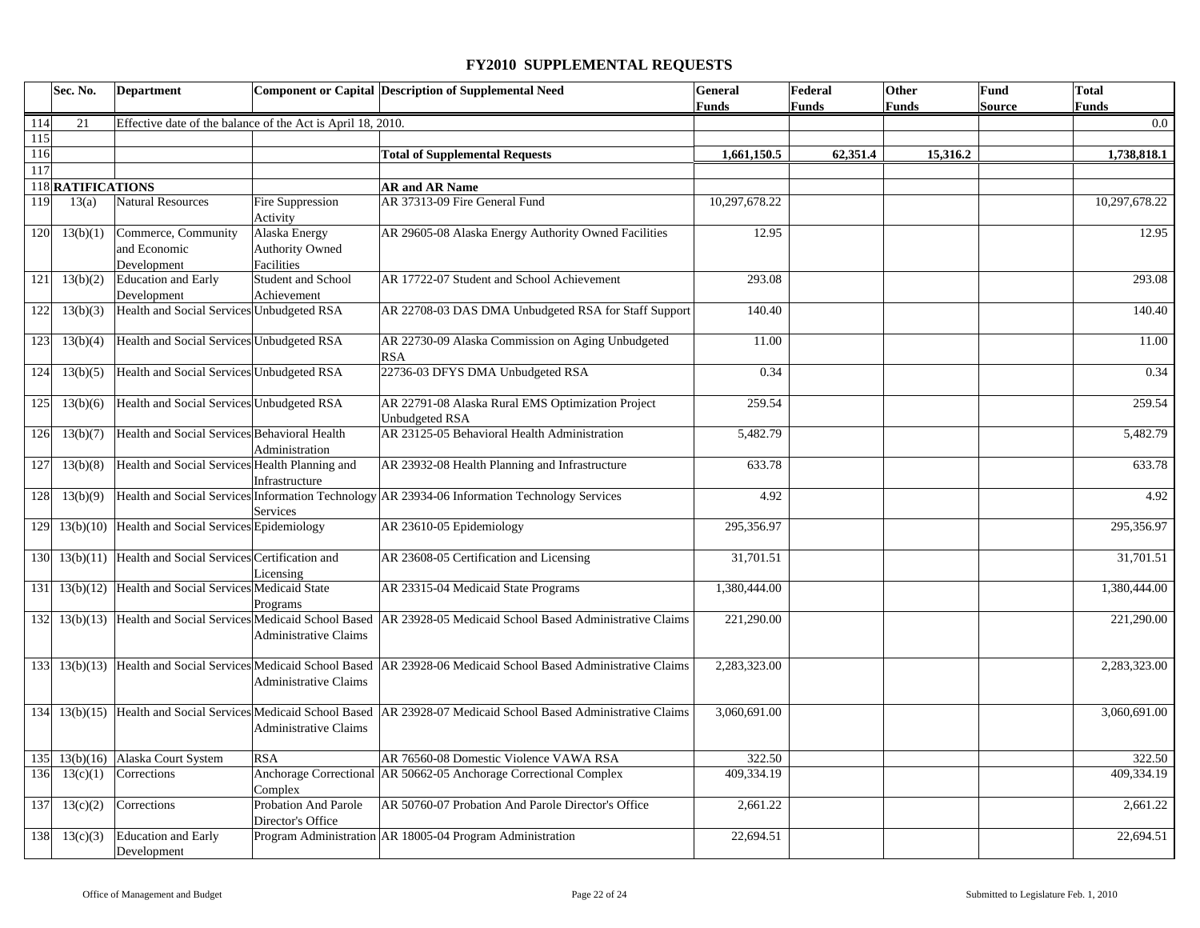# FY2010 SUPPLEMENTAL REQUESTS

| | Sec. No. | Department | Component or Capital | Description of Supplemental Need | General Funds | Federal Funds | Other Funds | Fund Source | Total Funds |
|---|---|---|---|---|---|---|---|---|---|
| 114 | 21 | Effective date of the balance of the Act is April 18, 2010. | | | | | | | 0.0 |
| 115 | | | | | | | | | |
| 116 | | | | **Total of Supplemental Requests** | **1,661,150.5** | **62,351.4** | **15,316.2** | | **1,738,818.1** |
| 117 | | | | | | | | | |
| 118 | **RATIFICATIONS** | | | **AR and AR Name** | | | | | |
| 119 | 13(a) | Natural Resources | Fire Suppression Activity | AR 37313-09 Fire General Fund | 10,297,678.22 | | | | 10,297,678.22 |
| 120 | 13(b)(1) | Commerce, Community and Economic Development | Alaska Energy Authority Owned Facilities | AR 29605-08 Alaska Energy Authority Owned Facilities | 12.95 | | | | 12.95 |
| 121 | 13(b)(2) | Education and Early Development | Student and School Achievement | AR 17722-07 Student and School Achievement | 293.08 | | | | 293.08 |
| 122 | 13(b)(3) | Health and Social Services | Unbudgeted RSA | AR 22708-03 DAS DMA Unbudgeted RSA for Staff Support | 140.40 | | | | 140.40 |
| 123 | 13(b)(4) | Health and Social Services | Unbudgeted RSA | AR 22730-09 Alaska Commission on Aging Unbudgeted RSA | 11.00 | | | | 11.00 |
| 124 | 13(b)(5) | Health and Social Services | Unbudgeted RSA | 22736-03 DFYS DMA Unbudgeted RSA | 0.34 | | | | 0.34 |
| 125 | 13(b)(6) | Health and Social Services | Unbudgeted RSA | AR 22791-08 Alaska Rural EMS Optimization Project Unbudgeted RSA | 259.54 | | | | 259.54 |
| 126 | 13(b)(7) | Health and Social Services | Behavioral Health Administration | AR 23125-05 Behavioral Health Administration | 5,482.79 | | | | 5,482.79 |
| 127 | 13(b)(8) | Health and Social Services | Health Planning and Infrastructure | AR 23932-08 Health Planning and Infrastructure | 633.78 | | | | 633.78 |
| 128 | 13(b)(9) | Health and Social Services | Information Technology Services | AR 23934-06 Information Technology Services | 4.92 | | | | 4.92 |
| 129 | 13(b)(10) | Health and Social Services | Epidemiology | AR 23610-05 Epidemiology | 295,356.97 | | | | 295,356.97 |
| 130 | 13(b)(11) | Health and Social Services | Certification and Licensing | AR 23608-05 Certification and Licensing | 31,701.51 | | | | 31,701.51 |
| 131 | 13(b)(12) | Health and Social Services | Medicaid State Programs | AR 23315-04 Medicaid State Programs | 1,380,444.00 | | | | 1,380,444.00 |
| 132 | 13(b)(13) | Health and Social Services | Medicaid School Based Administrative Claims | AR 23928-05 Medicaid School Based Administrative Claims | 221,290.00 | | | | 221,290.00 |
| 133 | 13(b)(13) | Health and Social Services | Medicaid School Based Administrative Claims | AR 23928-06 Medicaid School Based Administrative Claims | 2,283,323.00 | | | | 2,283,323.00 |
| 134 | 13(b)(15) | Health and Social Services | Medicaid School Based Administrative Claims | AR 23928-07 Medicaid School Based Administrative Claims | 3,060,691.00 | | | | 3,060,691.00 |
| 135 | 13(b)(16) | Alaska Court System | RSA | AR 76560-08 Domestic Violence VAWA RSA | 322.50 | | | | 322.50 |
| 136 | 13(c)(1) | Corrections | Anchorage Correctional Complex | AR 50662-05 Anchorage Correctional Complex | 409,334.19 | | | | 409,334.19 |
| 137 | 13(c)(2) | Corrections | Probation And Parole Director's Office | AR 50760-07 Probation And Parole Director's Office | 2,661.22 | | | | 2,661.22 |
| 138 | 13(c)(3) | Education and Early Development | Program Administration | AR 18005-04 Program Administration | 22,694.51 | | | | 22,694.51 |

Office of Management and Budget — Submitted to Legislature Feb. 1, 2010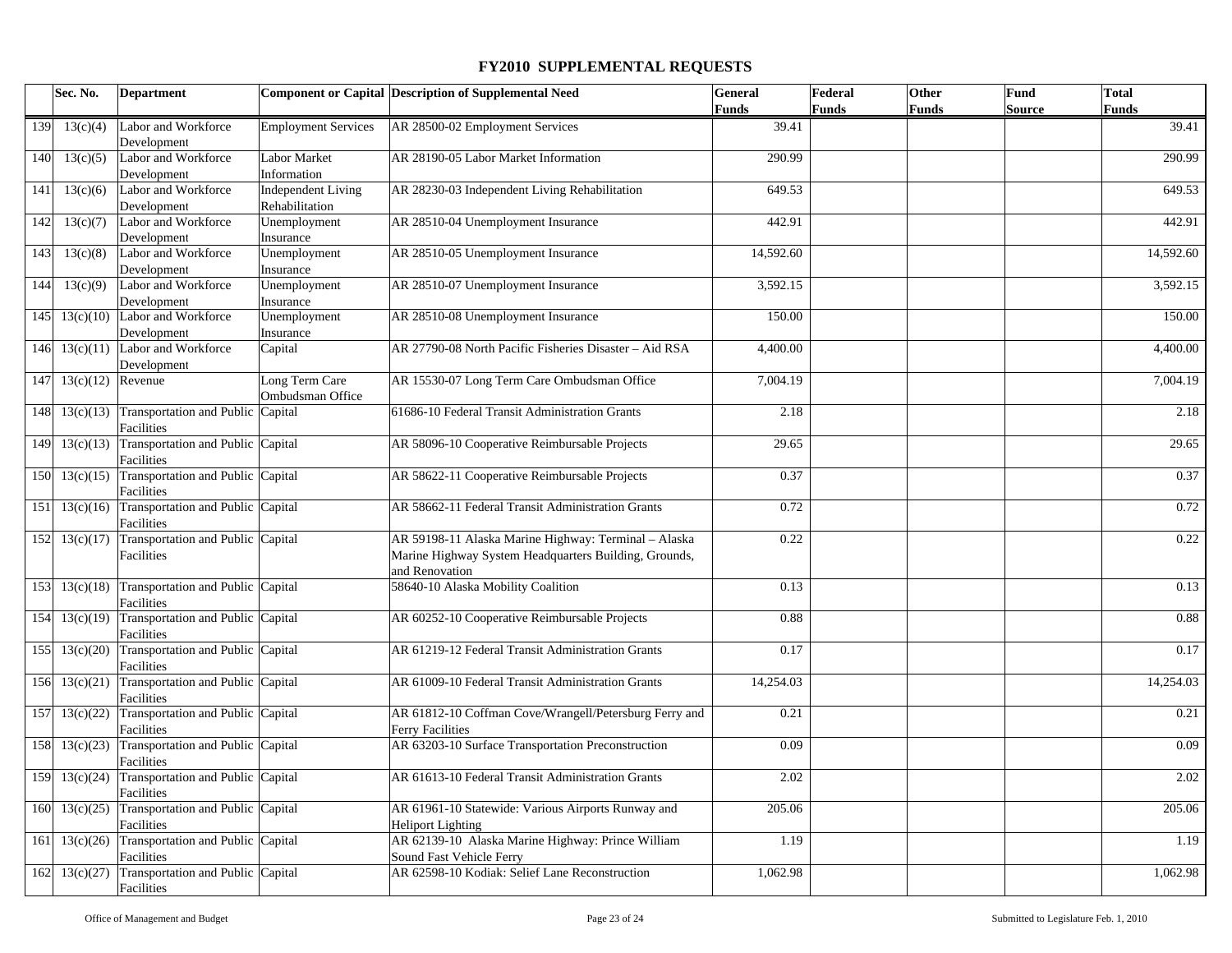# FY2010 SUPPLEMENTAL REQUESTS

| | Sec. No. | Department | Component or Capital | Description of Supplemental Need | General Funds | Federal Funds | Other Funds | Fund Source | Total Funds |
|---|---|---|---|---|---|---|---|---|---|
| 139 | 13(c)(4) | Labor and Workforce Development | Employment Services | AR 28500-02 Employment Services | 39.41 | | | | 39.41 |
| 140 | 13(c)(5) | Labor and Workforce Development | Labor Market Information | AR 28190-05 Labor Market Information | 290.99 | | | | 290.99 |
| 141 | 13(c)(6) | Labor and Workforce Development | Independent Living Rehabilitation | AR 28230-03 Independent Living Rehabilitation | 649.53 | | | | 649.53 |
| 142 | 13(c)(7) | Labor and Workforce Development | Unemployment Insurance | AR 28510-04 Unemployment Insurance | 442.91 | | | | 442.91 |
| 143 | 13(c)(8) | Labor and Workforce Development | Unemployment Insurance | AR 28510-05 Unemployment Insurance | 14,592.60 | | | | 14,592.60 |
| 144 | 13(c)(9) | Labor and Workforce Development | Unemployment Insurance | AR 28510-07 Unemployment Insurance | 3,592.15 | | | | 3,592.15 |
| 145 | 13(c)(10) | Labor and Workforce Development | Unemployment Insurance | AR 28510-08 Unemployment Insurance | 150.00 | | | | 150.00 |
| 146 | 13(c)(11) | Labor and Workforce Development | Capital | AR 27790-08 North Pacific Fisheries Disaster – Aid RSA | 4,400.00 | | | | 4,400.00 |
| 147 | 13(c)(12) | Revenue | Long Term Care Ombudsman Office | AR 15530-07 Long Term Care Ombudsman Office | 7,004.19 | | | | 7,004.19 |
| 148 | 13(c)(13) | Transportation and Public Facilities | Capital | 61686-10 Federal Transit Administration Grants | 2.18 | | | | 2.18 |
| 149 | 13(c)(13) | Transportation and Public Facilities | Capital | AR 58096-10 Cooperative Reimbursable Projects | 29.65 | | | | 29.65 |
| 150 | 13(c)(15) | Transportation and Public Facilities | Capital | AR 58622-11 Cooperative Reimbursable Projects | 0.37 | | | | 0.37 |
| 151 | 13(c)(16) | Transportation and Public Facilities | Capital | AR 58662-11 Federal Transit Administration Grants | 0.72 | | | | 0.72 |
| 152 | 13(c)(17) | Transportation and Public Facilities | Capital | AR 59198-11 Alaska Marine Highway: Terminal – Alaska Marine Highway System Headquarters Building, Grounds, and Renovation | 0.22 | | | | 0.22 |
| 153 | 13(c)(18) | Transportation and Public Facilities | Capital | 58640-10 Alaska Mobility Coalition | 0.13 | | | | 0.13 |
| 154 | 13(c)(19) | Transportation and Public Facilities | Capital | AR 60252-10 Cooperative Reimbursable Projects | 0.88 | | | | 0.88 |
| 155 | 13(c)(20) | Transportation and Public Facilities | Capital | AR 61219-12 Federal Transit Administration Grants | 0.17 | | | | 0.17 |
| 156 | 13(c)(21) | Transportation and Public Facilities | Capital | AR 61009-10 Federal Transit Administration Grants | 14,254.03 | | | | 14,254.03 |
| 157 | 13(c)(22) | Transportation and Public Facilities | Capital | AR 61812-10 Coffman Cove/Wrangell/Petersburg Ferry and Ferry Facilities | 0.21 | | | | 0.21 |
| 158 | 13(c)(23) | Transportation and Public Facilities | Capital | AR 63203-10 Surface Transportation Preconstruction | 0.09 | | | | 0.09 |
| 159 | 13(c)(24) | Transportation and Public Facilities | Capital | AR 61613-10 Federal Transit Administration Grants | 2.02 | | | | 2.02 |
| 160 | 13(c)(25) | Transportation and Public Facilities | Capital | AR 61961-10 Statewide: Various Airports Runway and Heliport Lighting | 205.06 | | | | 205.06 |
| 161 | 13(c)(26) | Transportation and Public Facilities | Capital | AR 62139-10 Alaska Marine Highway: Prince William Sound Fast Vehicle Ferry | 1.19 | | | | 1.19 |
| 162 | 13(c)(27) | Transportation and Public Facilities | Capital | AR 62598-10 Kodiak: Selief Lane Reconstruction | 1,062.98 | | | | 1,062.98 |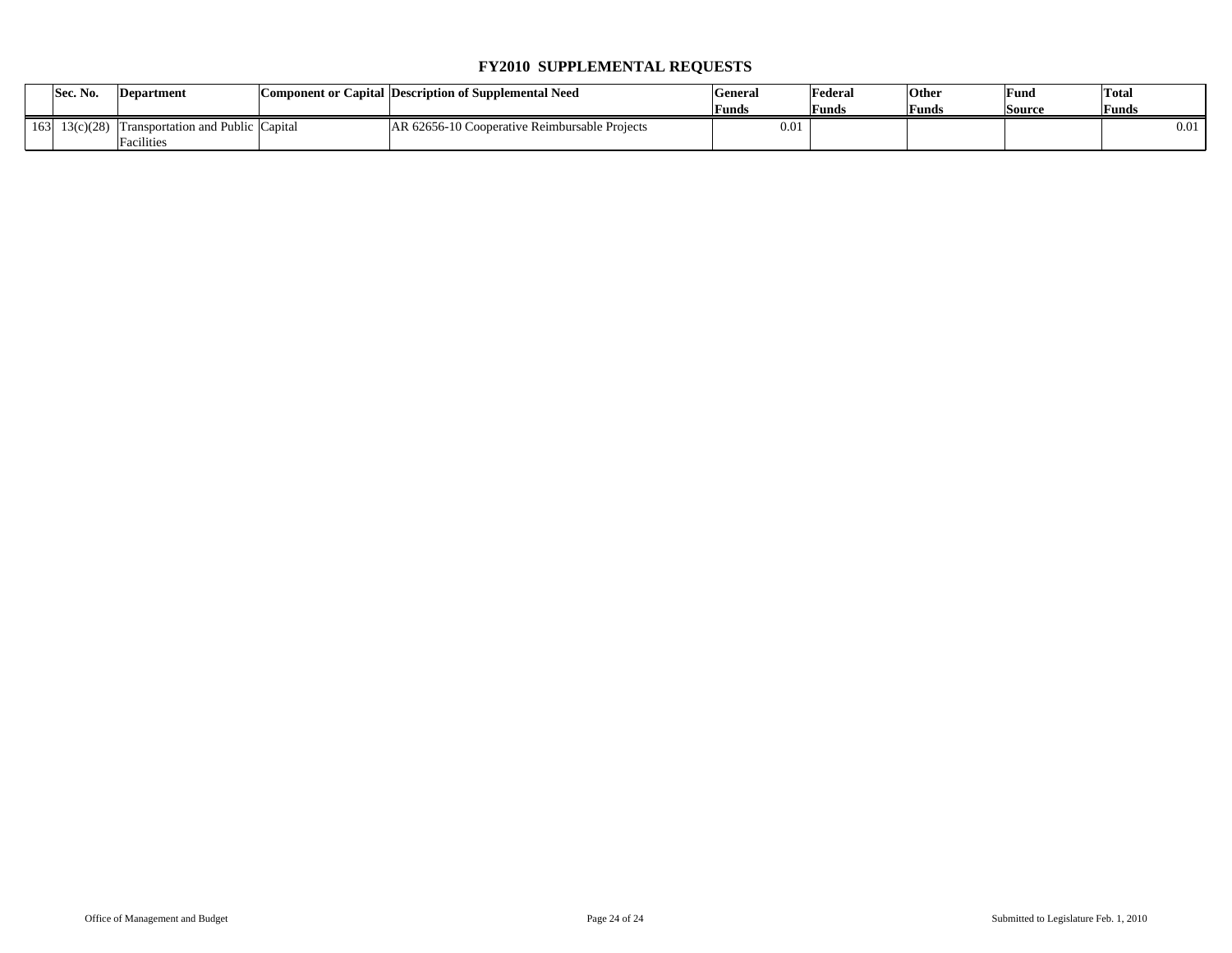# FY2010 SUPPLEMENTAL REQUESTS

| | Sec. No. | Department | Component or Capital | Description of Supplemental Need | General Funds | Federal Funds | Other Funds | Fund Source | Total Funds |
|---|---|---|---|---|---|---|---|---|---|
| 163 | 13(c)(28) | Transportation and Public Facilities | Capital | AR 62656-10 Cooperative Reimbursable Projects | 0.01 | | | | 0.01 |

Office of Management and Budget

Submitted to Legislature Feb. 1, 2010